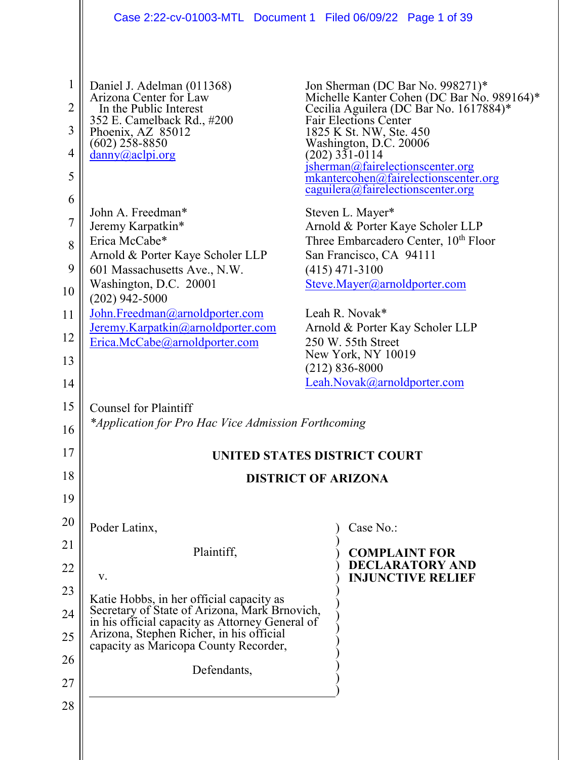Daniel J. Adelman (011368)
Arizona Center for Law
In the Public Interest
352 E. Camelback Rd., #200
Phoenix, AZ 85012
(602) 258-8850
danny@aclpi.org

Jon Sherman (DC Bar No. 998271)*
Michelle Kanter Cohen (DC Bar No. 989164)*
Cecilia Aguilera (DC Bar No. 1617884)*
Fair Elections Center
1825 K St. NW, Ste. 450
Washington, D.C. 20006
(202) 331-0114
jsherman@fairelectionscenter.org
mkantercohen@fairelectionscenter.org
caguilera@fairelectionscenter.org

John A. Freedman*
Jeremy Karpatkin*
Erica McCabe*
Arnold & Porter Kaye Scholer LLP
601 Massachusetts Ave., N.W.
Washington, D.C. 20001
(202) 942-5000
John.Freedman@arnoldporter.com
Jeremy.Karpatkin@arnoldporter.com
Erica.McCabe@arnoldporter.com

Steven L. Mayer*
Arnold & Porter Kaye Scholer LLP
Three Embarcadero Center, 10th Floor
San Francisco, CA 94111
(415) 471-3100
Steve.Mayer@arnoldporter.com

Leah R. Novak*
Arnold & Porter Kay Scholer LLP
250 W. 55th Street
New York, NY 10019
(212) 836-8000
Leah.Novak@arnoldporter.com

Counsel for Plaintiff
*\*Application for Pro Hac Vice Admission Forthcoming*

**UNITED STATES DISTRICT COURT**

**DISTRICT OF ARIZONA**

Poder Latinx,

Plaintiff,

v.

Katie Hobbs, in her official capacity as Secretary of State of Arizona, Mark Brnovich, in his official capacity as Attorney General of Arizona, Stephen Richer, in his official capacity as Maricopa County Recorder,

Defendants,

Case No.:

**COMPLAINT FOR DECLARATORY AND INJUNCTIVE RELIEF**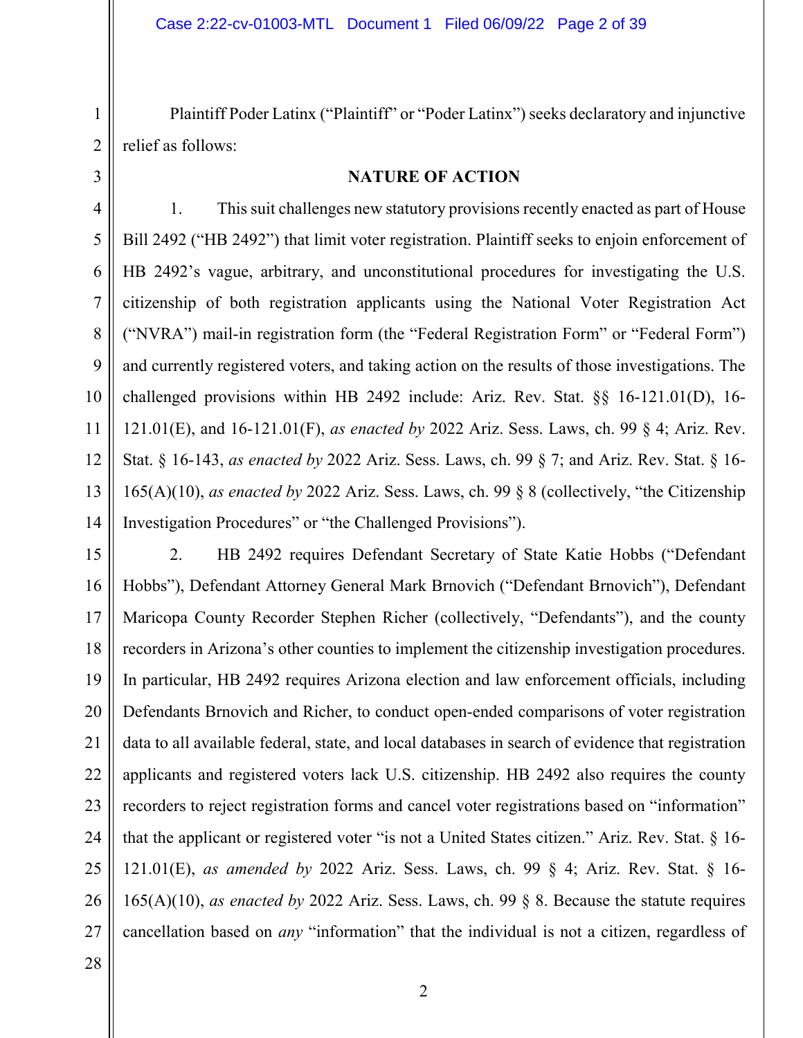Plaintiff Poder Latinx ("Plaintiff" or "Poder Latinx") seeks declaratory and injunctive relief as follows:

## NATURE OF ACTION

1. This suit challenges new statutory provisions recently enacted as part of House Bill 2492 ("HB 2492") that limit voter registration. Plaintiff seeks to enjoin enforcement of HB 2492's vague, arbitrary, and unconstitutional procedures for investigating the U.S. citizenship of both registration applicants using the National Voter Registration Act ("NVRA") mail-in registration form (the "Federal Registration Form" or "Federal Form") and currently registered voters, and taking action on the results of those investigations. The challenged provisions within HB 2492 include: Ariz. Rev. Stat. §§ 16-121.01(D), 16-121.01(E), and 16-121.01(F), *as enacted by* 2022 Ariz. Sess. Laws, ch. 99 § 4; Ariz. Rev. Stat. § 16-143, *as enacted by* 2022 Ariz. Sess. Laws, ch. 99 § 7; and Ariz. Rev. Stat. § 16-165(A)(10), *as enacted by* 2022 Ariz. Sess. Laws, ch. 99 § 8 (collectively, "the Citizenship Investigation Procedures" or "the Challenged Provisions").

2. HB 2492 requires Defendant Secretary of State Katie Hobbs ("Defendant Hobbs"), Defendant Attorney General Mark Brnovich ("Defendant Brnovich"), Defendant Maricopa County Recorder Stephen Richer (collectively, "Defendants"), and the county recorders in Arizona's other counties to implement the citizenship investigation procedures. In particular, HB 2492 requires Arizona election and law enforcement officials, including Defendants Brnovich and Richer, to conduct open-ended comparisons of voter registration data to all available federal, state, and local databases in search of evidence that registration applicants and registered voters lack U.S. citizenship. HB 2492 also requires the county recorders to reject registration forms and cancel voter registrations based on "information" that the applicant or registered voter "is not a United States citizen." Ariz. Rev. Stat. § 16-121.01(E), *as amended by* 2022 Ariz. Sess. Laws, ch. 99 § 4; Ariz. Rev. Stat. § 16-165(A)(10), *as enacted by* 2022 Ariz. Sess. Laws, ch. 99 § 8. Because the statute requires cancellation based on *any* "information" that the individual is not a citizen, regardless of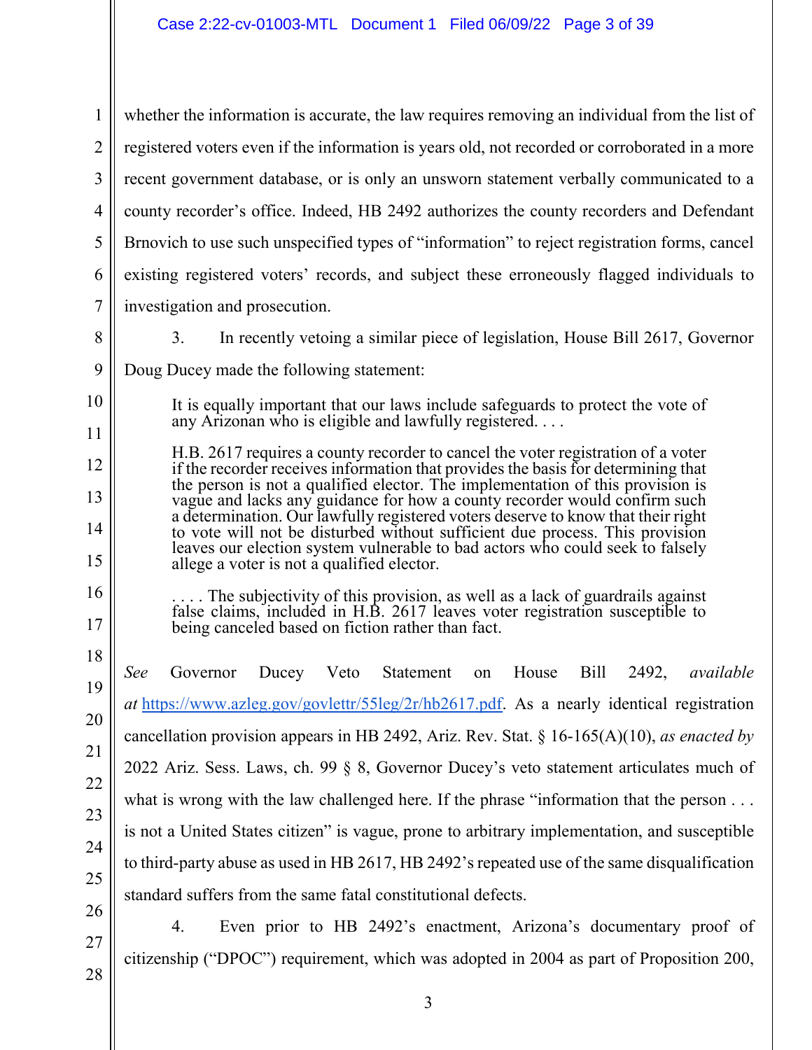whether the information is accurate, the law requires removing an individual from the list of registered voters even if the information is years old, not recorded or corroborated in a more recent government database, or is only an unsworn statement verbally communicated to a county recorder's office. Indeed, HB 2492 authorizes the county recorders and Defendant Brnovich to use such unspecified types of "information" to reject registration forms, cancel existing registered voters' records, and subject these erroneously flagged individuals to investigation and prosecution.

3. In recently vetoing a similar piece of legislation, House Bill 2617, Governor Doug Ducey made the following statement:

> It is equally important that our laws include safeguards to protect the vote of any Arizonan who is eligible and lawfully registered. . . .
>
> H.B. 2617 requires a county recorder to cancel the voter registration of a voter if the recorder receives information that provides the basis for determining that the person is not a qualified elector. The implementation of this provision is vague and lacks any guidance for how a county recorder would confirm such a determination. Our lawfully registered voters deserve to know that their right to vote will not be disturbed without sufficient due process. This provision leaves our election system vulnerable to bad actors who could seek to falsely allege a voter is not a qualified elector.
>
> . . . . The subjectivity of this provision, as well as a lack of guardrails against false claims, included in H.B. 2617 leaves voter registration susceptible to being canceled based on fiction rather than fact.

*See* Governor Ducey Veto Statement on House Bill 2492, *available at* https://www.azleg.gov/govlettr/55leg/2r/hb2617.pdf. As a nearly identical registration cancellation provision appears in HB 2492, Ariz. Rev. Stat. § 16-165(A)(10), *as enacted by* 2022 Ariz. Sess. Laws, ch. 99 § 8, Governor Ducey's veto statement articulates much of what is wrong with the law challenged here. If the phrase "information that the person . . . is not a United States citizen" is vague, prone to arbitrary implementation, and susceptible to third-party abuse as used in HB 2617, HB 2492's repeated use of the same disqualification standard suffers from the same fatal constitutional defects.

4. Even prior to HB 2492's enactment, Arizona's documentary proof of citizenship ("DPOC") requirement, which was adopted in 2004 as part of Proposition 200,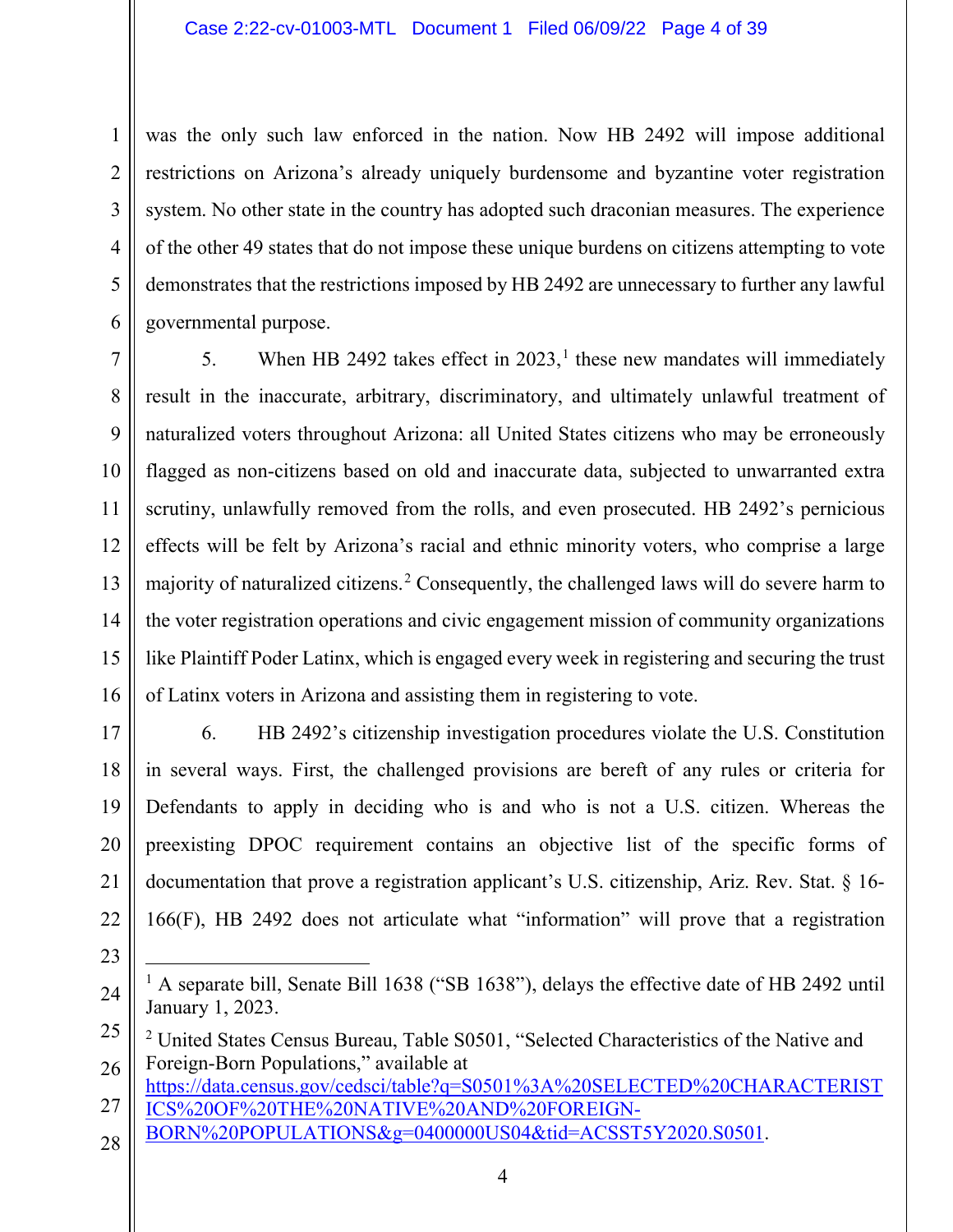was the only such law enforced in the nation. Now HB 2492 will impose additional restrictions on Arizona's already uniquely burdensome and byzantine voter registration system. No other state in the country has adopted such draconian measures. The experience of the other 49 states that do not impose these unique burdens on citizens attempting to vote demonstrates that the restrictions imposed by HB 2492 are unnecessary to further any lawful governmental purpose.

5. When HB 2492 takes effect in 2023,[1] these new mandates will immediately result in the inaccurate, arbitrary, discriminatory, and ultimately unlawful treatment of naturalized voters throughout Arizona: all United States citizens who may be erroneously flagged as non-citizens based on old and inaccurate data, subjected to unwarranted extra scrutiny, unlawfully removed from the rolls, and even prosecuted. HB 2492's pernicious effects will be felt by Arizona's racial and ethnic minority voters, who comprise a large majority of naturalized citizens.[2] Consequently, the challenged laws will do severe harm to the voter registration operations and civic engagement mission of community organizations like Plaintiff Poder Latinx, which is engaged every week in registering and securing the trust of Latinx voters in Arizona and assisting them in registering to vote.

6. HB 2492's citizenship investigation procedures violate the U.S. Constitution in several ways. First, the challenged provisions are bereft of any rules or criteria for Defendants to apply in deciding who is and who is not a U.S. citizen. Whereas the preexisting DPOC requirement contains an objective list of the specific forms of documentation that prove a registration applicant's U.S. citizenship, Ariz. Rev. Stat. § 16-166(F), HB 2492 does not articulate what "information" will prove that a registration

---

[1] A separate bill, Senate Bill 1638 ("SB 1638"), delays the effective date of HB 2492 until January 1, 2023.

[2] United States Census Bureau, Table S0501, "Selected Characteristics of the Native and Foreign-Born Populations," available at https://data.census.gov/cedsci/table?q=S0501%3A%20SELECTED%20CHARACTERISTICS%20OF%20THE%20NATIVE%20AND%20FOREIGN-BORN%20POPULATIONS&g=0400000US04&tid=ACSST5Y2020.S0501.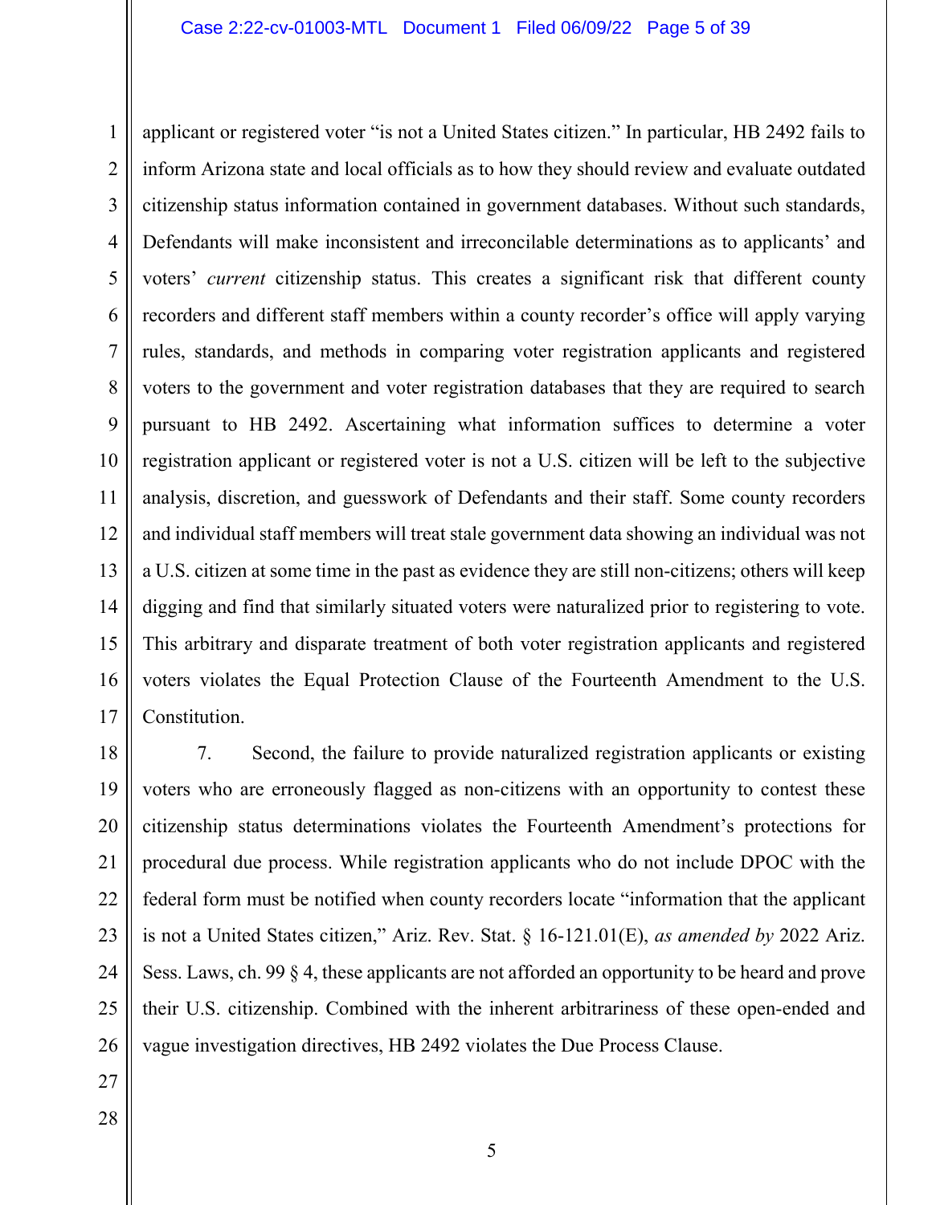applicant or registered voter "is not a United States citizen." In particular, HB 2492 fails to inform Arizona state and local officials as to how they should review and evaluate outdated citizenship status information contained in government databases. Without such standards, Defendants will make inconsistent and irreconcilable determinations as to applicants' and voters' *current* citizenship status. This creates a significant risk that different county recorders and different staff members within a county recorder's office will apply varying rules, standards, and methods in comparing voter registration applicants and registered voters to the government and voter registration databases that they are required to search pursuant to HB 2492. Ascertaining what information suffices to determine a voter registration applicant or registered voter is not a U.S. citizen will be left to the subjective analysis, discretion, and guesswork of Defendants and their staff. Some county recorders and individual staff members will treat stale government data showing an individual was not a U.S. citizen at some time in the past as evidence they are still non-citizens; others will keep digging and find that similarly situated voters were naturalized prior to registering to vote. This arbitrary and disparate treatment of both voter registration applicants and registered voters violates the Equal Protection Clause of the Fourteenth Amendment to the U.S. Constitution.

7. Second, the failure to provide naturalized registration applicants or existing voters who are erroneously flagged as non-citizens with an opportunity to contest these citizenship status determinations violates the Fourteenth Amendment's protections for procedural due process. While registration applicants who do not include DPOC with the federal form must be notified when county recorders locate "information that the applicant is not a United States citizen," Ariz. Rev. Stat. § 16-121.01(E), *as amended by* 2022 Ariz. Sess. Laws, ch. 99 § 4, these applicants are not afforded an opportunity to be heard and prove their U.S. citizenship. Combined with the inherent arbitrariness of these open-ended and vague investigation directives, HB 2492 violates the Due Process Clause.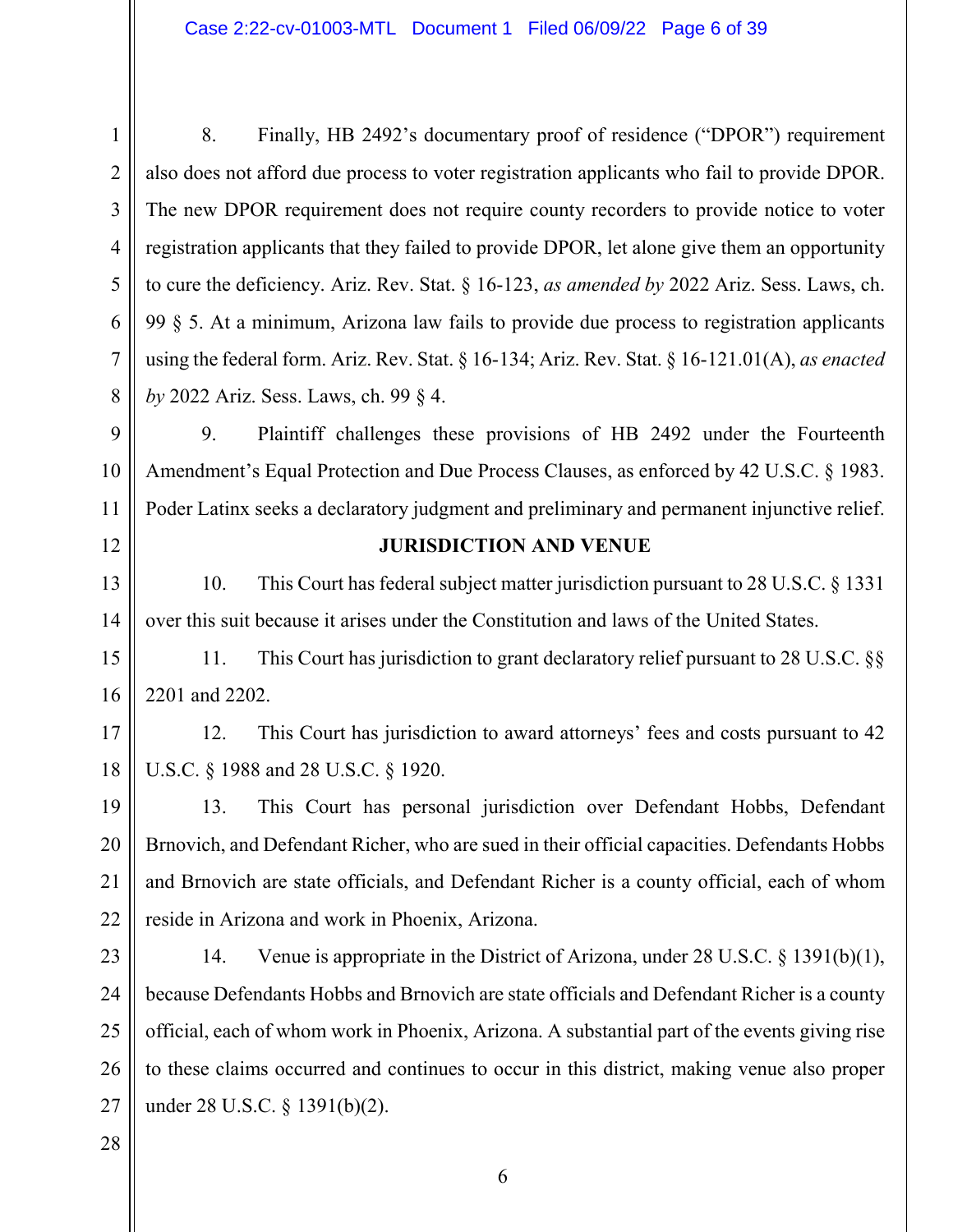8. Finally, HB 2492's documentary proof of residence ("DPOR") requirement also does not afford due process to voter registration applicants who fail to provide DPOR. The new DPOR requirement does not require county recorders to provide notice to voter registration applicants that they failed to provide DPOR, let alone give them an opportunity to cure the deficiency. Ariz. Rev. Stat. § 16-123, *as amended by* 2022 Ariz. Sess. Laws, ch. 99 § 5. At a minimum, Arizona law fails to provide due process to registration applicants using the federal form. Ariz. Rev. Stat. § 16-134; Ariz. Rev. Stat. § 16-121.01(A), *as enacted by* 2022 Ariz. Sess. Laws, ch. 99 § 4.

9. Plaintiff challenges these provisions of HB 2492 under the Fourteenth Amendment's Equal Protection and Due Process Clauses, as enforced by 42 U.S.C. § 1983. Poder Latinx seeks a declaratory judgment and preliminary and permanent injunctive relief.

## JURISDICTION AND VENUE

10. This Court has federal subject matter jurisdiction pursuant to 28 U.S.C. § 1331 over this suit because it arises under the Constitution and laws of the United States.

11. This Court has jurisdiction to grant declaratory relief pursuant to 28 U.S.C. §§ 2201 and 2202.

12. This Court has jurisdiction to award attorneys' fees and costs pursuant to 42 U.S.C. § 1988 and 28 U.S.C. § 1920.

13. This Court has personal jurisdiction over Defendant Hobbs, Defendant Brnovich, and Defendant Richer, who are sued in their official capacities. Defendants Hobbs and Brnovich are state officials, and Defendant Richer is a county official, each of whom reside in Arizona and work in Phoenix, Arizona.

14. Venue is appropriate in the District of Arizona, under 28 U.S.C. § 1391(b)(1), because Defendants Hobbs and Brnovich are state officials and Defendant Richer is a county official, each of whom work in Phoenix, Arizona. A substantial part of the events giving rise to these claims occurred and continues to occur in this district, making venue also proper under 28 U.S.C. § 1391(b)(2).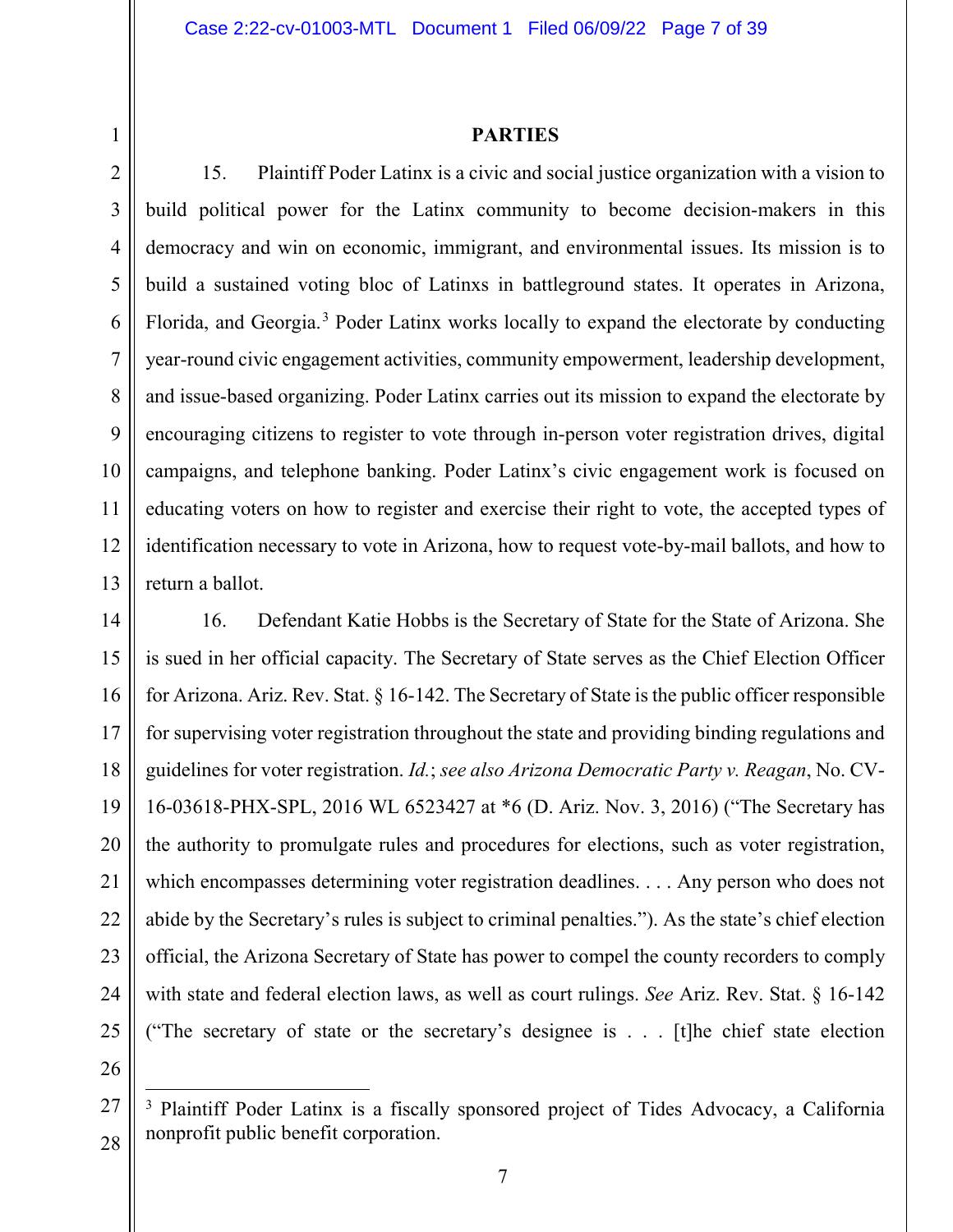## PARTIES

15. Plaintiff Poder Latinx is a civic and social justice organization with a vision to build political power for the Latinx community to become decision-makers in this democracy and win on economic, immigrant, and environmental issues. Its mission is to build a sustained voting bloc of Latinxs in battleground states. It operates in Arizona, Florida, and Georgia.[3] Poder Latinx works locally to expand the electorate by conducting year-round civic engagement activities, community empowerment, leadership development, and issue-based organizing. Poder Latinx carries out its mission to expand the electorate by encouraging citizens to register to vote through in-person voter registration drives, digital campaigns, and telephone banking. Poder Latinx's civic engagement work is focused on educating voters on how to register and exercise their right to vote, the accepted types of identification necessary to vote in Arizona, how to request vote-by-mail ballots, and how to return a ballot.

16. Defendant Katie Hobbs is the Secretary of State for the State of Arizona. She is sued in her official capacity. The Secretary of State serves as the Chief Election Officer for Arizona. Ariz. Rev. Stat. § 16-142. The Secretary of State is the public officer responsible for supervising voter registration throughout the state and providing binding regulations and guidelines for voter registration. *Id.*; *see also Arizona Democratic Party v. Reagan*, No. CV-16-03618-PHX-SPL, 2016 WL 6523427 at *6 (D. Ariz. Nov. 3, 2016) ("The Secretary has the authority to promulgate rules and procedures for elections, such as voter registration, which encompasses determining voter registration deadlines. . . . Any person who does not abide by the Secretary's rules is subject to criminal penalties."). As the state's chief election official, the Arizona Secretary of State has power to compel the county recorders to comply with state and federal election laws, as well as court rulings. *See* Ariz. Rev. Stat. § 16-142 ("The secretary of state or the secretary's designee is . . . [t]he chief state election

---

[3] Plaintiff Poder Latinx is a fiscally sponsored project of Tides Advocacy, a California nonprofit public benefit corporation.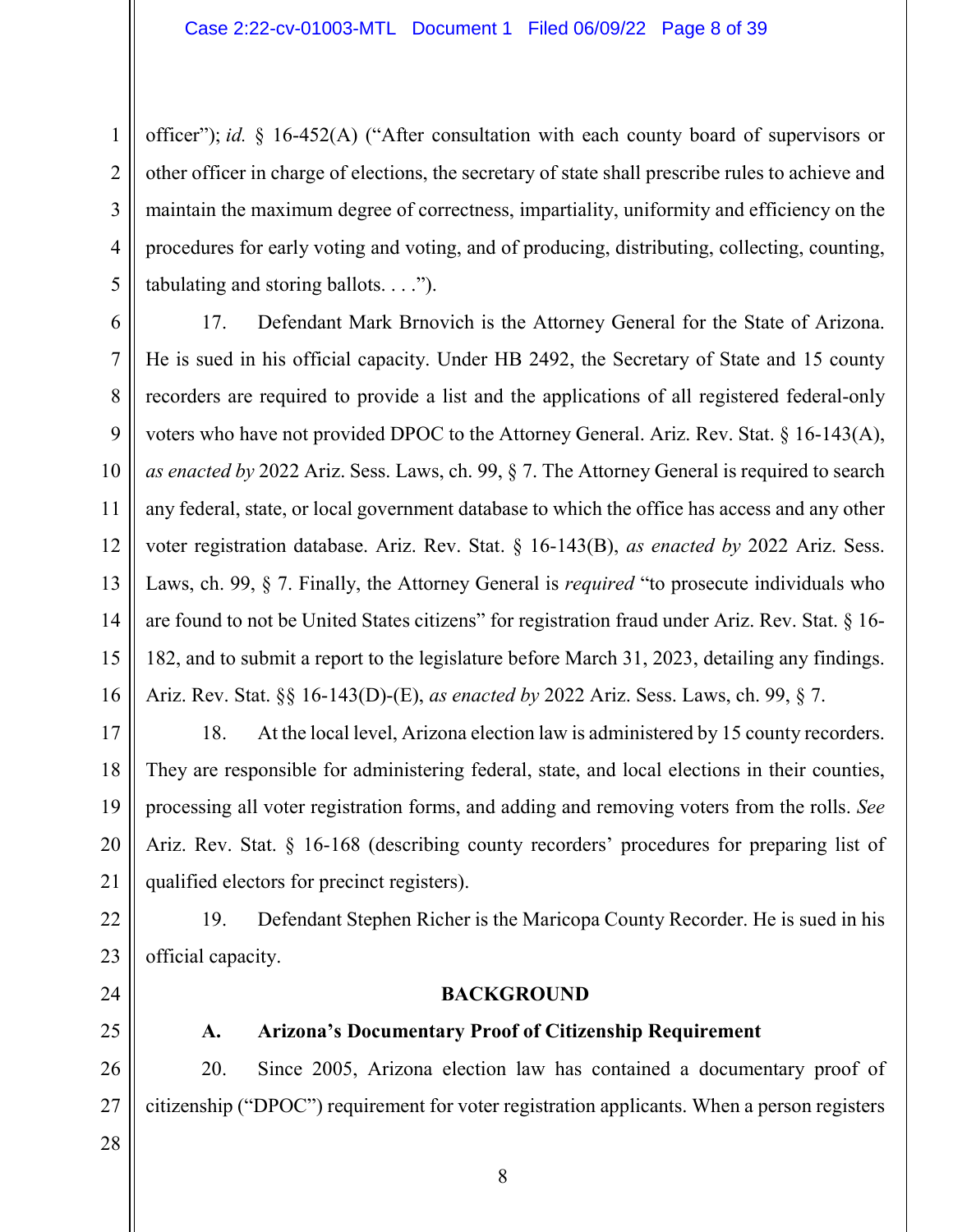officer"); *id.* § 16-452(A) ("After consultation with each county board of supervisors or other officer in charge of elections, the secretary of state shall prescribe rules to achieve and maintain the maximum degree of correctness, impartiality, uniformity and efficiency on the procedures for early voting and voting, and of producing, distributing, collecting, counting, tabulating and storing ballots. . . .").

17. Defendant Mark Brnovich is the Attorney General for the State of Arizona. He is sued in his official capacity. Under HB 2492, the Secretary of State and 15 county recorders are required to provide a list and the applications of all registered federal-only voters who have not provided DPOC to the Attorney General. Ariz. Rev. Stat. § 16-143(A), *as enacted by* 2022 Ariz. Sess. Laws, ch. 99, § 7. The Attorney General is required to search any federal, state, or local government database to which the office has access and any other voter registration database. Ariz. Rev. Stat. § 16-143(B), *as enacted by* 2022 Ariz. Sess. Laws, ch. 99, § 7. Finally, the Attorney General is *required* "to prosecute individuals who are found to not be United States citizens" for registration fraud under Ariz. Rev. Stat. § 16-182, and to submit a report to the legislature before March 31, 2023, detailing any findings. Ariz. Rev. Stat. §§ 16-143(D)-(E), *as enacted by* 2022 Ariz. Sess. Laws, ch. 99, § 7.

18. At the local level, Arizona election law is administered by 15 county recorders. They are responsible for administering federal, state, and local elections in their counties, processing all voter registration forms, and adding and removing voters from the rolls. *See* Ariz. Rev. Stat. § 16-168 (describing county recorders' procedures for preparing list of qualified electors for precinct registers).

19. Defendant Stephen Richer is the Maricopa County Recorder. He is sued in his official capacity.

## BACKGROUND

### A. Arizona's Documentary Proof of Citizenship Requirement

20. Since 2005, Arizona election law has contained a documentary proof of citizenship ("DPOC") requirement for voter registration applicants. When a person registers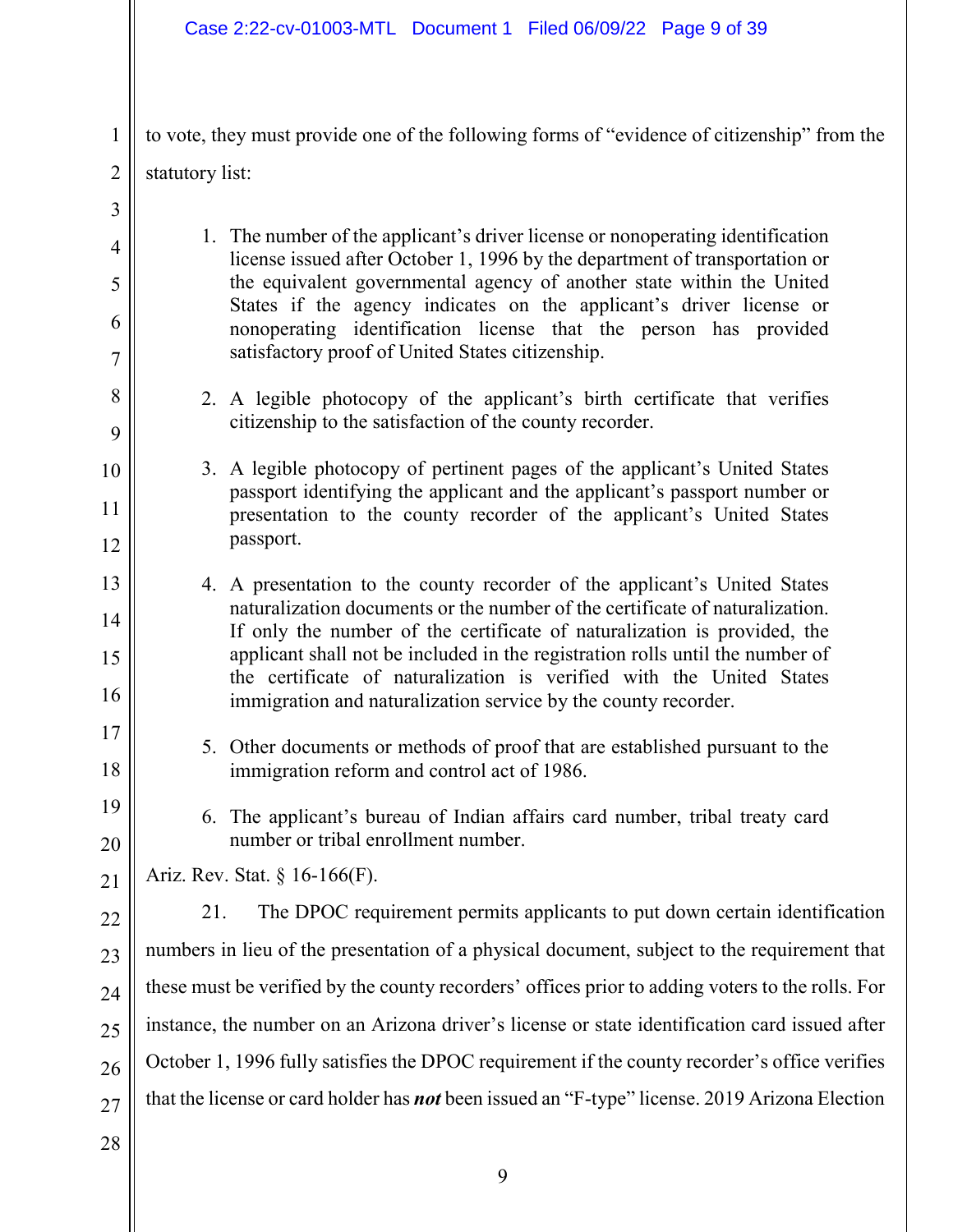to vote, they must provide one of the following forms of "evidence of citizenship" from the statutory list:

> 1. The number of the applicant's driver license or nonoperating identification license issued after October 1, 1996 by the department of transportation or the equivalent governmental agency of another state within the United States if the agency indicates on the applicant's driver license or nonoperating identification license that the person has provided satisfactory proof of United States citizenship.
>
> 2. A legible photocopy of the applicant's birth certificate that verifies citizenship to the satisfaction of the county recorder.
>
> 3. A legible photocopy of pertinent pages of the applicant's United States passport identifying the applicant and the applicant's passport number or presentation to the county recorder of the applicant's United States passport.
>
> 4. A presentation to the county recorder of the applicant's United States naturalization documents or the number of the certificate of naturalization. If only the number of the certificate of naturalization is provided, the applicant shall not be included in the registration rolls until the number of the certificate of naturalization is verified with the United States immigration and naturalization service by the county recorder.
>
> 5. Other documents or methods of proof that are established pursuant to the immigration reform and control act of 1986.
>
> 6. The applicant's bureau of Indian affairs card number, tribal treaty card number or tribal enrollment number.

Ariz. Rev. Stat. § 16-166(F).

21. The DPOC requirement permits applicants to put down certain identification numbers in lieu of the presentation of a physical document, subject to the requirement that these must be verified by the county recorders' offices prior to adding voters to the rolls. For instance, the number on an Arizona driver's license or state identification card issued after October 1, 1996 fully satisfies the DPOC requirement if the county recorder's office verifies that the license or card holder has ***not*** been issued an "F-type" license. 2019 Arizona Election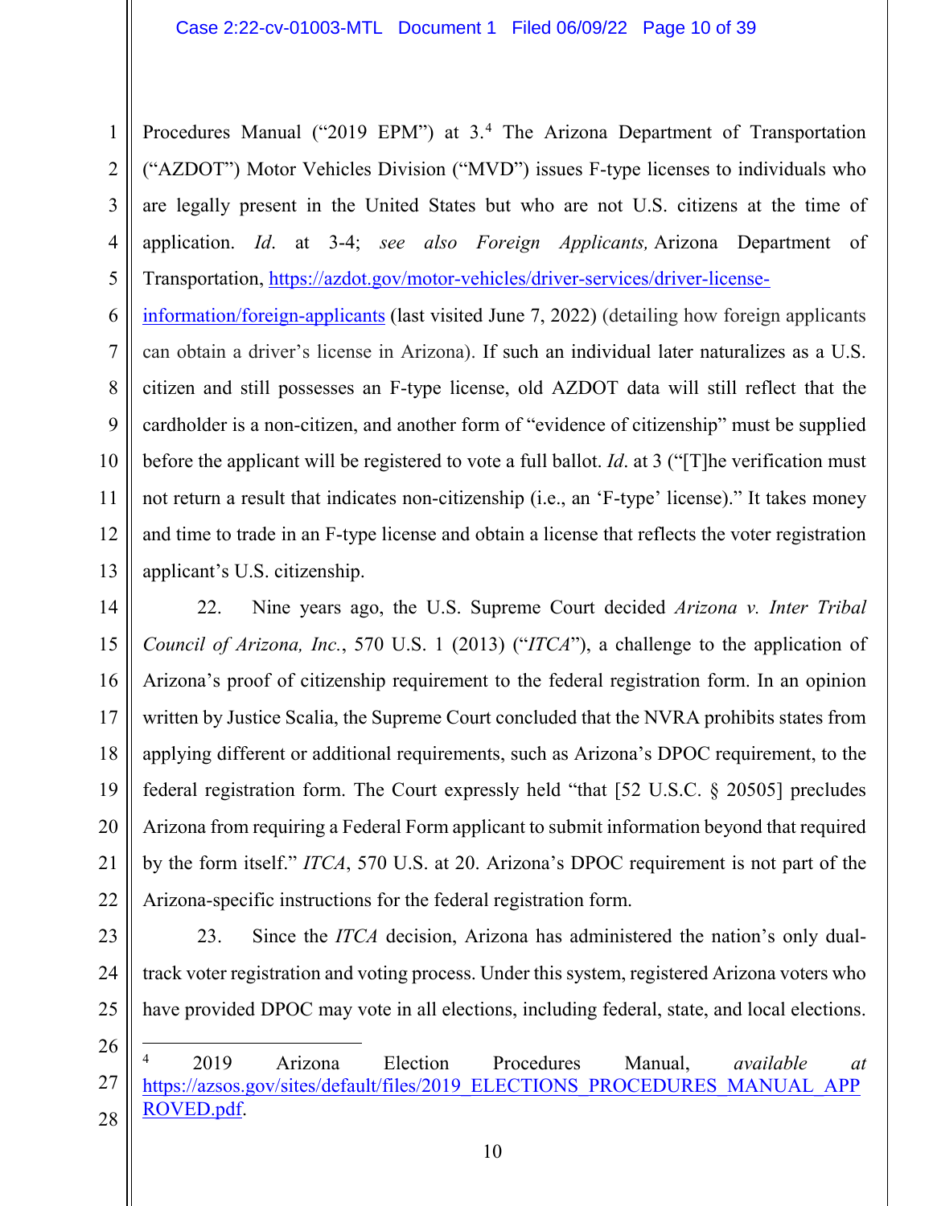Procedures Manual ("2019 EPM") at 3.[4] The Arizona Department of Transportation ("AZDOT") Motor Vehicles Division ("MVD") issues F-type licenses to individuals who are legally present in the United States but who are not U.S. citizens at the time of application. *Id*. at 3-4; *see also Foreign Applicants,* Arizona Department of Transportation, https://azdot.gov/motor-vehicles/driver-services/driver-license-information/foreign-applicants (last visited June 7, 2022) (detailing how foreign applicants can obtain a driver's license in Arizona). If such an individual later naturalizes as a U.S. citizen and still possesses an F-type license, old AZDOT data will still reflect that the cardholder is a non-citizen, and another form of "evidence of citizenship" must be supplied before the applicant will be registered to vote a full ballot. *Id*. at 3 ("[T]he verification must not return a result that indicates non-citizenship (i.e., an 'F-type' license)." It takes money and time to trade in an F-type license and obtain a license that reflects the voter registration applicant's U.S. citizenship.

22. Nine years ago, the U.S. Supreme Court decided *Arizona v. Inter Tribal Council of Arizona, Inc.*, 570 U.S. 1 (2013) ("*ITCA*"), a challenge to the application of Arizona's proof of citizenship requirement to the federal registration form. In an opinion written by Justice Scalia, the Supreme Court concluded that the NVRA prohibits states from applying different or additional requirements, such as Arizona's DPOC requirement, to the federal registration form. The Court expressly held "that [52 U.S.C. § 20505] precludes Arizona from requiring a Federal Form applicant to submit information beyond that required by the form itself." *ITCA*, 570 U.S. at 20. Arizona's DPOC requirement is not part of the Arizona-specific instructions for the federal registration form.

23. Since the *ITCA* decision, Arizona has administered the nation's only dual-track voter registration and voting process. Under this system, registered Arizona voters who have provided DPOC may vote in all elections, including federal, state, and local elections.

---

[4] 2019 Arizona Election Procedures Manual, *available at* https://azsos.gov/sites/default/files/2019_ELECTIONS_PROCEDURES_MANUAL_APPROVED.pdf.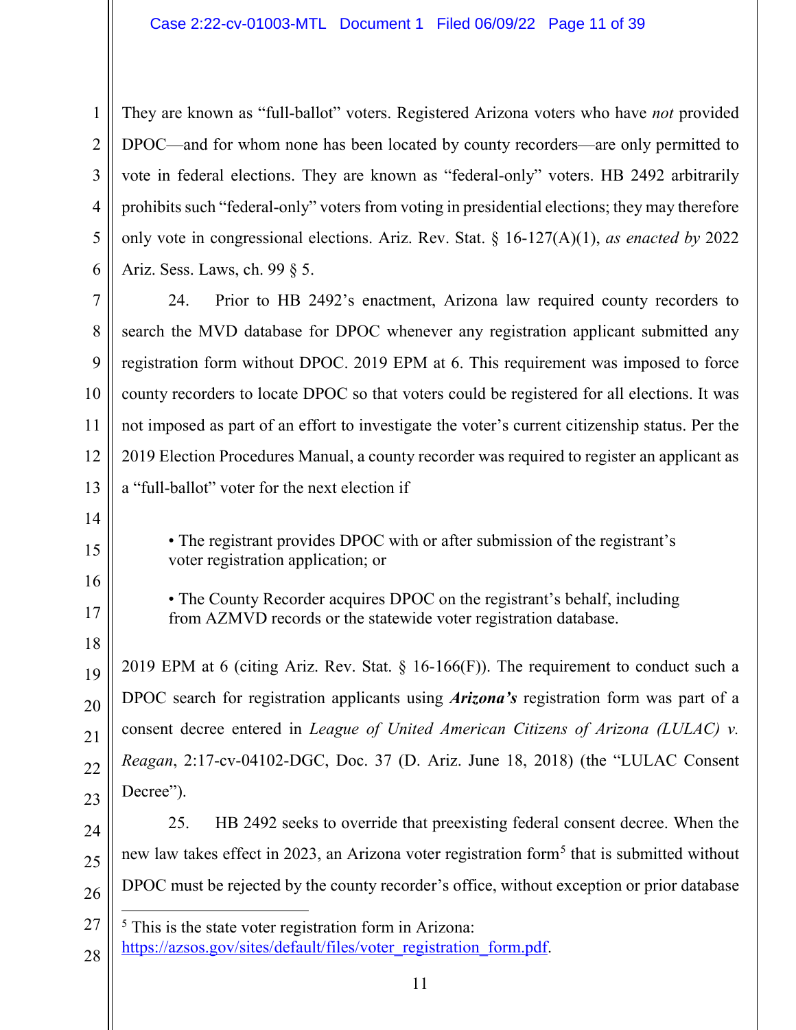They are known as "full-ballot" voters. Registered Arizona voters who have *not* provided DPOC—and for whom none has been located by county recorders—are only permitted to vote in federal elections. They are known as "federal-only" voters. HB 2492 arbitrarily prohibits such "federal-only" voters from voting in presidential elections; they may therefore only vote in congressional elections. Ariz. Rev. Stat. § 16-127(A)(1), *as enacted by* 2022 Ariz. Sess. Laws, ch. 99 § 5.

24. Prior to HB 2492's enactment, Arizona law required county recorders to search the MVD database for DPOC whenever any registration applicant submitted any registration form without DPOC. 2019 EPM at 6. This requirement was imposed to force county recorders to locate DPOC so that voters could be registered for all elections. It was not imposed as part of an effort to investigate the voter's current citizenship status. Per the 2019 Election Procedures Manual, a county recorder was required to register an applicant as a "full-ballot" voter for the next election if

> • The registrant provides DPOC with or after submission of the registrant's voter registration application; or
>
> • The County Recorder acquires DPOC on the registrant's behalf, including from AZMVD records or the statewide voter registration database.

2019 EPM at 6 (citing Ariz. Rev. Stat. § 16-166(F)). The requirement to conduct such a DPOC search for registration applicants using ***Arizona's*** registration form was part of a consent decree entered in *League of United American Citizens of Arizona (LULAC) v. Reagan*, 2:17-cv-04102-DGC, Doc. 37 (D. Ariz. June 18, 2018) (the "LULAC Consent Decree").

25. HB 2492 seeks to override that preexisting federal consent decree. When the new law takes effect in 2023, an Arizona voter registration form[5] that is submitted without DPOC must be rejected by the county recorder's office, without exception or prior database

---

[5] This is the state voter registration form in Arizona: https://azsos.gov/sites/default/files/voter_registration_form.pdf.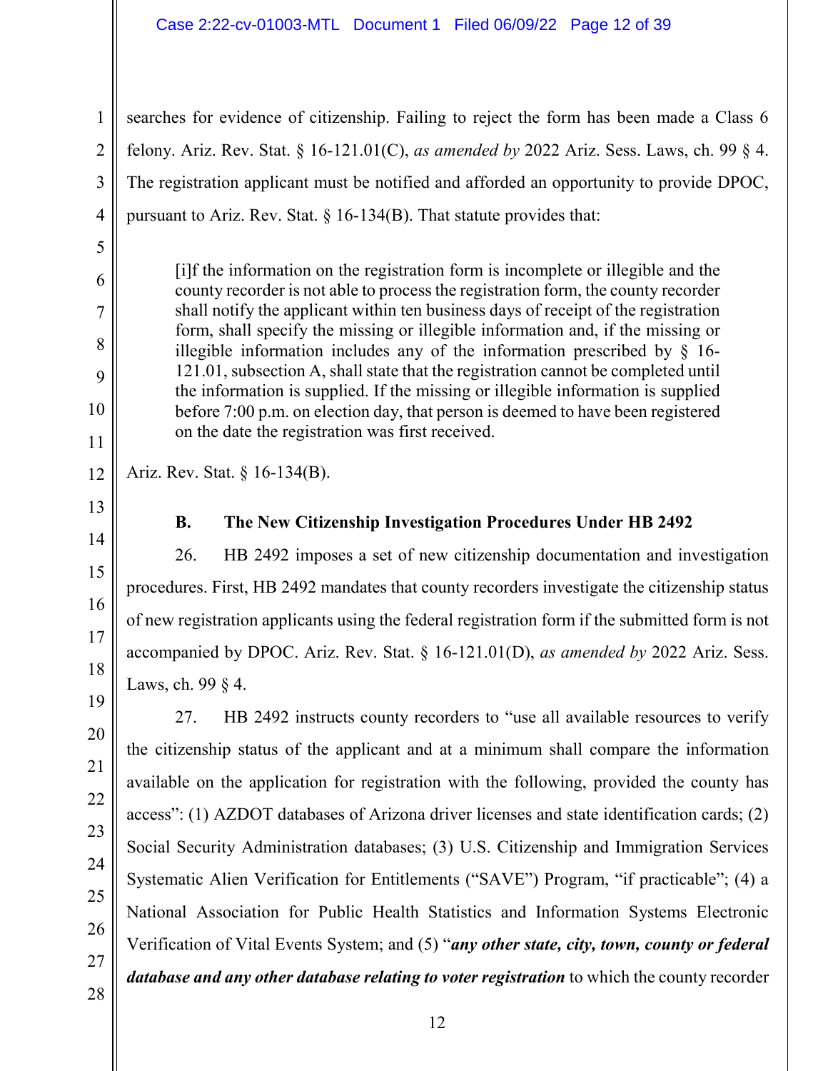searches for evidence of citizenship. Failing to reject the form has been made a Class 6 felony. Ariz. Rev. Stat. § 16-121.01(C), *as amended by* 2022 Ariz. Sess. Laws, ch. 99 § 4. The registration applicant must be notified and afforded an opportunity to provide DPOC, pursuant to Ariz. Rev. Stat. § 16-134(B). That statute provides that:

> [i]f the information on the registration form is incomplete or illegible and the county recorder is not able to process the registration form, the county recorder shall notify the applicant within ten business days of receipt of the registration form, shall specify the missing or illegible information and, if the missing or illegible information includes any of the information prescribed by § 16-121.01, subsection A, shall state that the registration cannot be completed until the information is supplied. If the missing or illegible information is supplied before 7:00 p.m. on election day, that person is deemed to have been registered on the date the registration was first received.

Ariz. Rev. Stat. § 16-134(B).

### B. The New Citizenship Investigation Procedures Under HB 2492

26. HB 2492 imposes a set of new citizenship documentation and investigation procedures. First, HB 2492 mandates that county recorders investigate the citizenship status of new registration applicants using the federal registration form if the submitted form is not accompanied by DPOC. Ariz. Rev. Stat. § 16-121.01(D), *as amended by* 2022 Ariz. Sess. Laws, ch. 99 § 4.

27. HB 2492 instructs county recorders to "use all available resources to verify the citizenship status of the applicant and at a minimum shall compare the information available on the application for registration with the following, provided the county has access": (1) AZDOT databases of Arizona driver licenses and state identification cards; (2) Social Security Administration databases; (3) U.S. Citizenship and Immigration Services Systematic Alien Verification for Entitlements ("SAVE") Program, "if practicable"; (4) a National Association for Public Health Statistics and Information Systems Electronic Verification of Vital Events System; and (5) "***any other state, city, town, county or federal database and any other database relating to voter registration*** to which the county recorder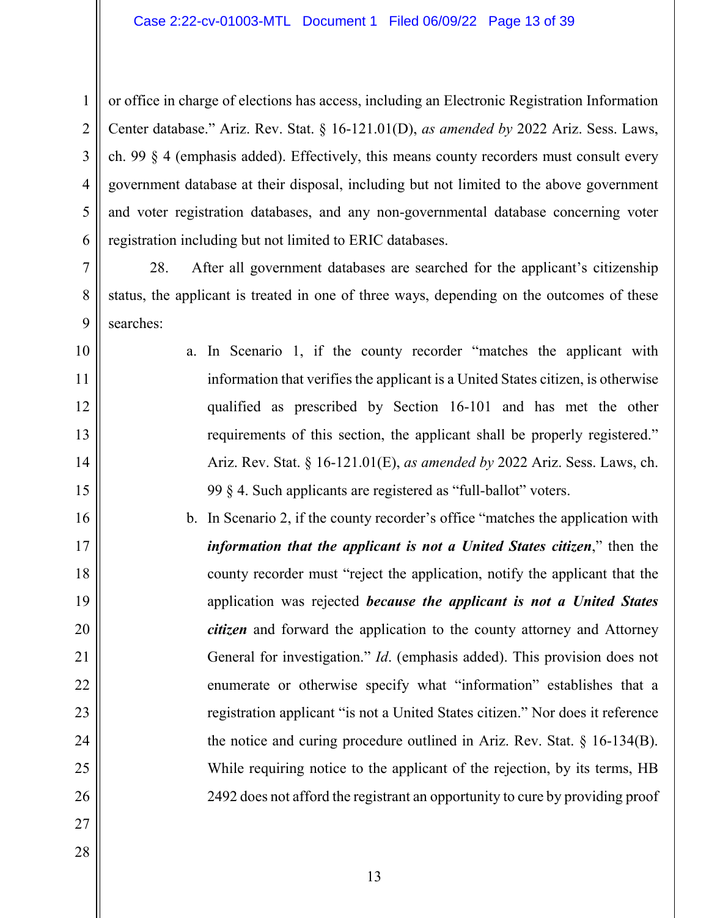or office in charge of elections has access, including an Electronic Registration Information Center database." Ariz. Rev. Stat. § 16-121.01(D), *as amended by* 2022 Ariz. Sess. Laws, ch. 99 § 4 (emphasis added). Effectively, this means county recorders must consult every government database at their disposal, including but not limited to the above government and voter registration databases, and any non-governmental database concerning voter registration including but not limited to ERIC databases.

28. After all government databases are searched for the applicant's citizenship status, the applicant is treated in one of three ways, depending on the outcomes of these searches:

a. In Scenario 1, if the county recorder "matches the applicant with information that verifies the applicant is a United States citizen, is otherwise qualified as prescribed by Section 16-101 and has met the other requirements of this section, the applicant shall be properly registered." Ariz. Rev. Stat. § 16-121.01(E), *as amended by* 2022 Ariz. Sess. Laws, ch. 99 § 4. Such applicants are registered as "full-ballot" voters.

b. In Scenario 2, if the county recorder's office "matches the application with ***information that the applicant is not a United States citizen***," then the county recorder must "reject the application, notify the applicant that the application was rejected ***because the applicant is not a United States citizen*** and forward the application to the county attorney and Attorney General for investigation." *Id*. (emphasis added). This provision does not enumerate or otherwise specify what "information" establishes that a registration applicant "is not a United States citizen." Nor does it reference the notice and curing procedure outlined in Ariz. Rev. Stat. § 16-134(B). While requiring notice to the applicant of the rejection, by its terms, HB 2492 does not afford the registrant an opportunity to cure by providing proof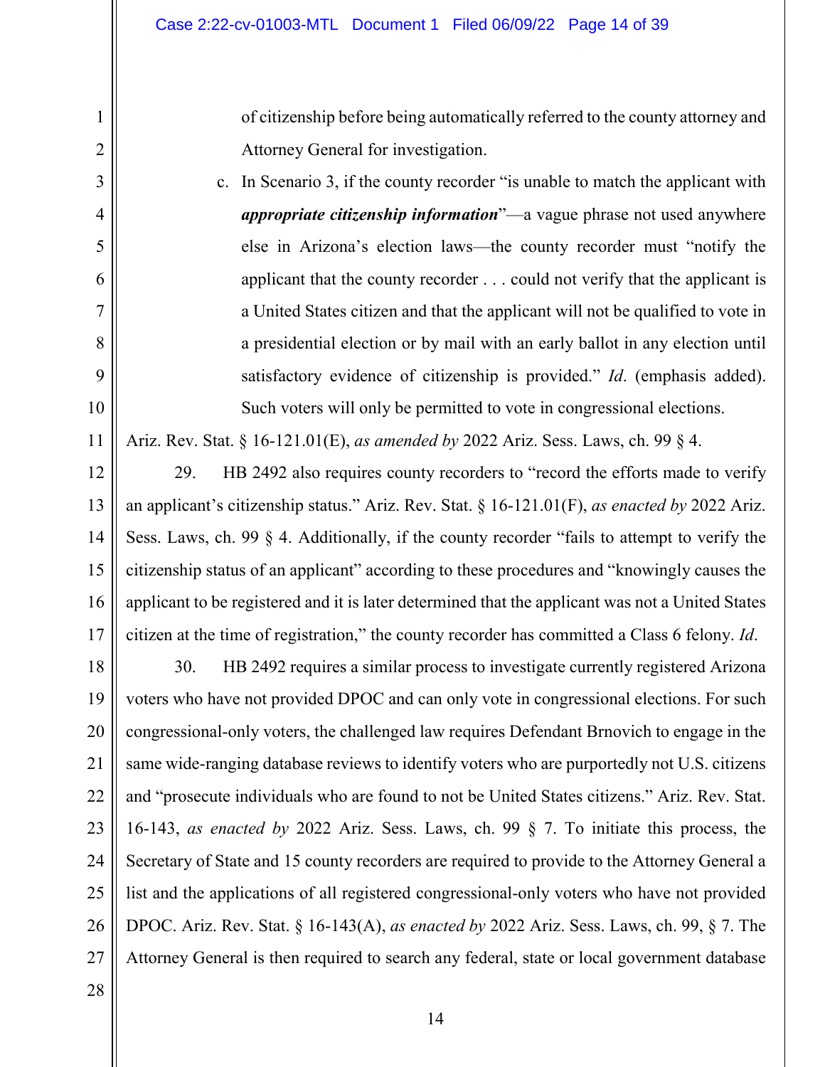of citizenship before being automatically referred to the county attorney and Attorney General for investigation.

c. In Scenario 3, if the county recorder "is unable to match the applicant with ***appropriate citizenship information***"—a vague phrase not used anywhere else in Arizona's election laws—the county recorder must "notify the applicant that the county recorder . . . could not verify that the applicant is a United States citizen and that the applicant will not be qualified to vote in a presidential election or by mail with an early ballot in any election until satisfactory evidence of citizenship is provided." *Id*. (emphasis added). Such voters will only be permitted to vote in congressional elections.

Ariz. Rev. Stat. § 16-121.01(E), *as amended by* 2022 Ariz. Sess. Laws, ch. 99 § 4.

29. HB 2492 also requires county recorders to "record the efforts made to verify an applicant's citizenship status." Ariz. Rev. Stat. § 16-121.01(F), *as enacted by* 2022 Ariz. Sess. Laws, ch. 99 § 4. Additionally, if the county recorder "fails to attempt to verify the citizenship status of an applicant" according to these procedures and "knowingly causes the applicant to be registered and it is later determined that the applicant was not a United States citizen at the time of registration," the county recorder has committed a Class 6 felony. *Id*.

30. HB 2492 requires a similar process to investigate currently registered Arizona voters who have not provided DPOC and can only vote in congressional elections. For such congressional-only voters, the challenged law requires Defendant Brnovich to engage in the same wide-ranging database reviews to identify voters who are purportedly not U.S. citizens and "prosecute individuals who are found to not be United States citizens." Ariz. Rev. Stat. 16-143, *as enacted by* 2022 Ariz. Sess. Laws, ch. 99 § 7. To initiate this process, the Secretary of State and 15 county recorders are required to provide to the Attorney General a list and the applications of all registered congressional-only voters who have not provided DPOC. Ariz. Rev. Stat. § 16-143(A), *as enacted by* 2022 Ariz. Sess. Laws, ch. 99, § 7. The Attorney General is then required to search any federal, state or local government database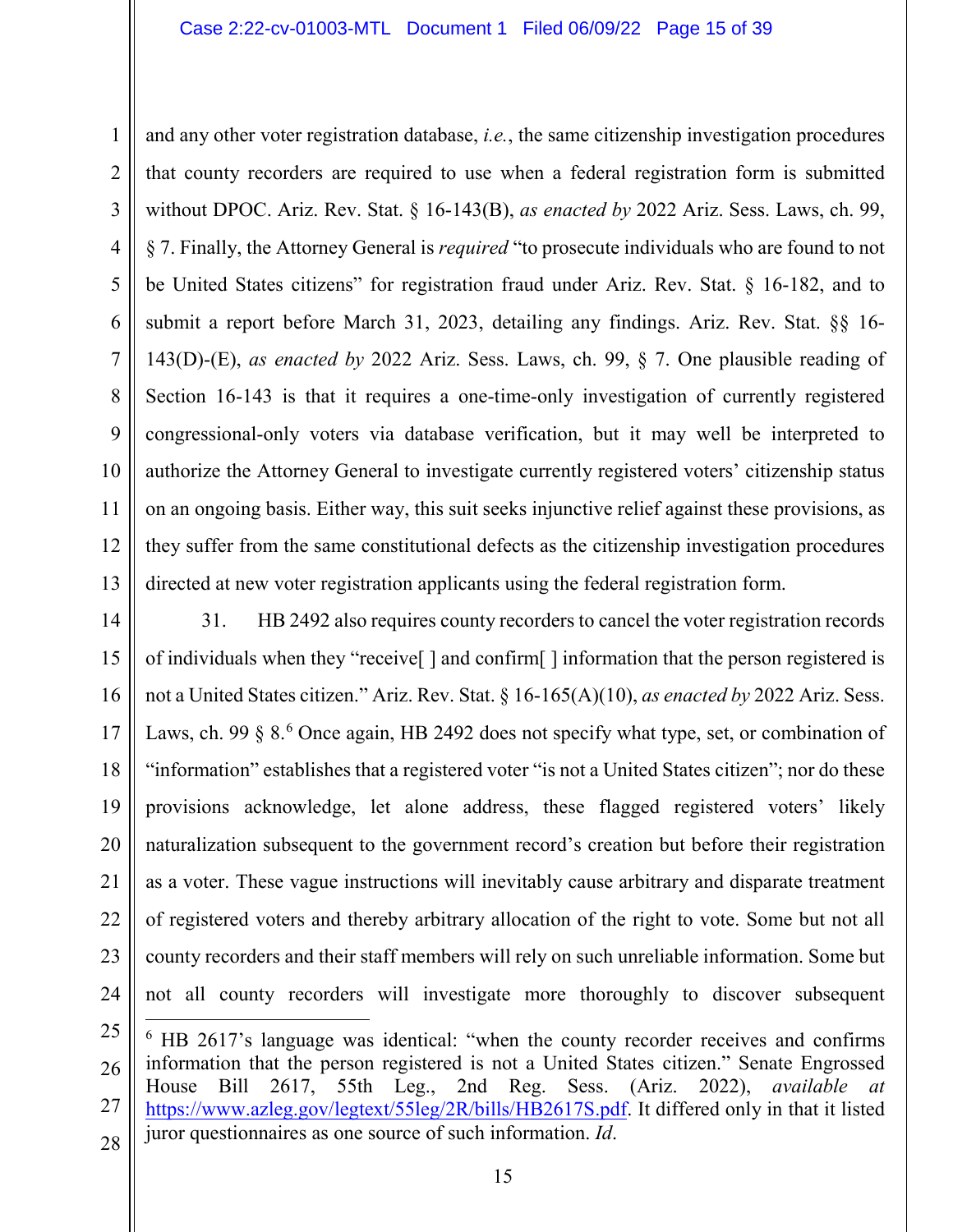and any other voter registration database, *i.e.*, the same citizenship investigation procedures that county recorders are required to use when a federal registration form is submitted without DPOC. Ariz. Rev. Stat. § 16-143(B), *as enacted by* 2022 Ariz. Sess. Laws, ch. 99, § 7. Finally, the Attorney General is *required* "to prosecute individuals who are found to not be United States citizens" for registration fraud under Ariz. Rev. Stat. § 16-182, and to submit a report before March 31, 2023, detailing any findings. Ariz. Rev. Stat. §§ 16-143(D)-(E), *as enacted by* 2022 Ariz. Sess. Laws, ch. 99, § 7. One plausible reading of Section 16-143 is that it requires a one-time-only investigation of currently registered congressional-only voters via database verification, but it may well be interpreted to authorize the Attorney General to investigate currently registered voters' citizenship status on an ongoing basis. Either way, this suit seeks injunctive relief against these provisions, as they suffer from the same constitutional defects as the citizenship investigation procedures directed at new voter registration applicants using the federal registration form.

31. HB 2492 also requires county recorders to cancel the voter registration records of individuals when they "receive[ ] and confirm[ ] information that the person registered is not a United States citizen." Ariz. Rev. Stat. § 16-165(A)(10), *as enacted by* 2022 Ariz. Sess. Laws, ch. 99 § 8.[6] Once again, HB 2492 does not specify what type, set, or combination of "information" establishes that a registered voter "is not a United States citizen"; nor do these provisions acknowledge, let alone address, these flagged registered voters' likely naturalization subsequent to the government record's creation but before their registration as a voter. These vague instructions will inevitably cause arbitrary and disparate treatment of registered voters and thereby arbitrary allocation of the right to vote. Some but not all county recorders and their staff members will rely on such unreliable information. Some but not all county recorders will investigate more thoroughly to discover subsequent

---

[6] HB 2617's language was identical: "when the county recorder receives and confirms information that the person registered is not a United States citizen." Senate Engrossed House Bill 2617, 55th Leg., 2nd Reg. Sess. (Ariz. 2022), *available at* https://www.azleg.gov/legtext/55leg/2R/bills/HB2617S.pdf. It differed only in that it listed juror questionnaires as one source of such information. *Id*.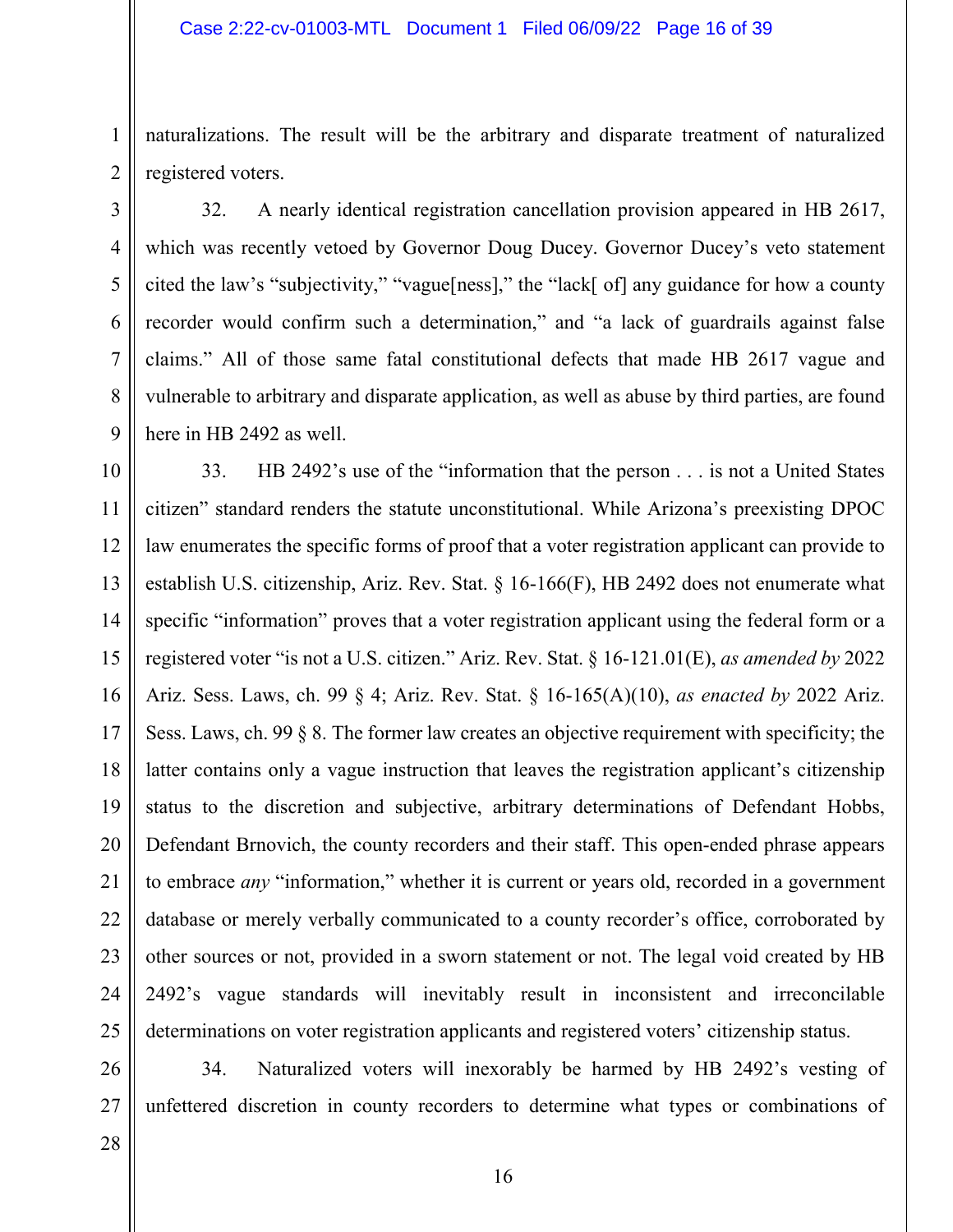naturalizations. The result will be the arbitrary and disparate treatment of naturalized registered voters.

32. A nearly identical registration cancellation provision appeared in HB 2617, which was recently vetoed by Governor Doug Ducey. Governor Ducey's veto statement cited the law's "subjectivity," "vague[ness]," the "lack[ of] any guidance for how a county recorder would confirm such a determination," and "a lack of guardrails against false claims." All of those same fatal constitutional defects that made HB 2617 vague and vulnerable to arbitrary and disparate application, as well as abuse by third parties, are found here in HB 2492 as well.

33. HB 2492's use of the "information that the person . . . is not a United States citizen" standard renders the statute unconstitutional. While Arizona's preexisting DPOC law enumerates the specific forms of proof that a voter registration applicant can provide to establish U.S. citizenship, Ariz. Rev. Stat. § 16-166(F), HB 2492 does not enumerate what specific "information" proves that a voter registration applicant using the federal form or a registered voter "is not a U.S. citizen." Ariz. Rev. Stat. § 16-121.01(E), *as amended by* 2022 Ariz. Sess. Laws, ch. 99 § 4; Ariz. Rev. Stat. § 16-165(A)(10), *as enacted by* 2022 Ariz. Sess. Laws, ch. 99 § 8. The former law creates an objective requirement with specificity; the latter contains only a vague instruction that leaves the registration applicant's citizenship status to the discretion and subjective, arbitrary determinations of Defendant Hobbs, Defendant Brnovich, the county recorders and their staff. This open-ended phrase appears to embrace *any* "information," whether it is current or years old, recorded in a government database or merely verbally communicated to a county recorder's office, corroborated by other sources or not, provided in a sworn statement or not. The legal void created by HB 2492's vague standards will inevitably result in inconsistent and irreconcilable determinations on voter registration applicants and registered voters' citizenship status.

34. Naturalized voters will inexorably be harmed by HB 2492's vesting of unfettered discretion in county recorders to determine what types or combinations of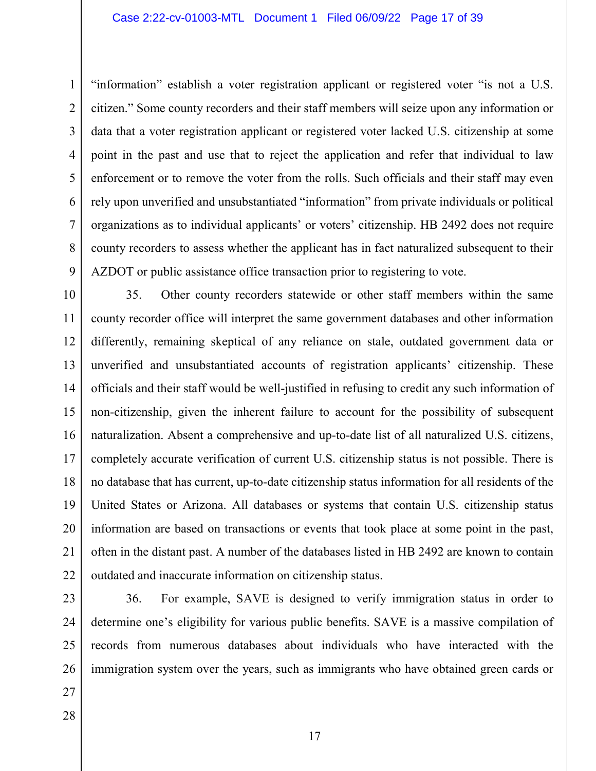"information" establish a voter registration applicant or registered voter "is not a U.S. citizen." Some county recorders and their staff members will seize upon any information or data that a voter registration applicant or registered voter lacked U.S. citizenship at some point in the past and use that to reject the application and refer that individual to law enforcement or to remove the voter from the rolls. Such officials and their staff may even rely upon unverified and unsubstantiated "information" from private individuals or political organizations as to individual applicants' or voters' citizenship. HB 2492 does not require county recorders to assess whether the applicant has in fact naturalized subsequent to their AZDOT or public assistance office transaction prior to registering to vote.

35. Other county recorders statewide or other staff members within the same county recorder office will interpret the same government databases and other information differently, remaining skeptical of any reliance on stale, outdated government data or unverified and unsubstantiated accounts of registration applicants' citizenship. These officials and their staff would be well-justified in refusing to credit any such information of non-citizenship, given the inherent failure to account for the possibility of subsequent naturalization. Absent a comprehensive and up-to-date list of all naturalized U.S. citizens, completely accurate verification of current U.S. citizenship status is not possible. There is no database that has current, up-to-date citizenship status information for all residents of the United States or Arizona. All databases or systems that contain U.S. citizenship status information are based on transactions or events that took place at some point in the past, often in the distant past. A number of the databases listed in HB 2492 are known to contain outdated and inaccurate information on citizenship status.

36. For example, SAVE is designed to verify immigration status in order to determine one's eligibility for various public benefits. SAVE is a massive compilation of records from numerous databases about individuals who have interacted with the immigration system over the years, such as immigrants who have obtained green cards or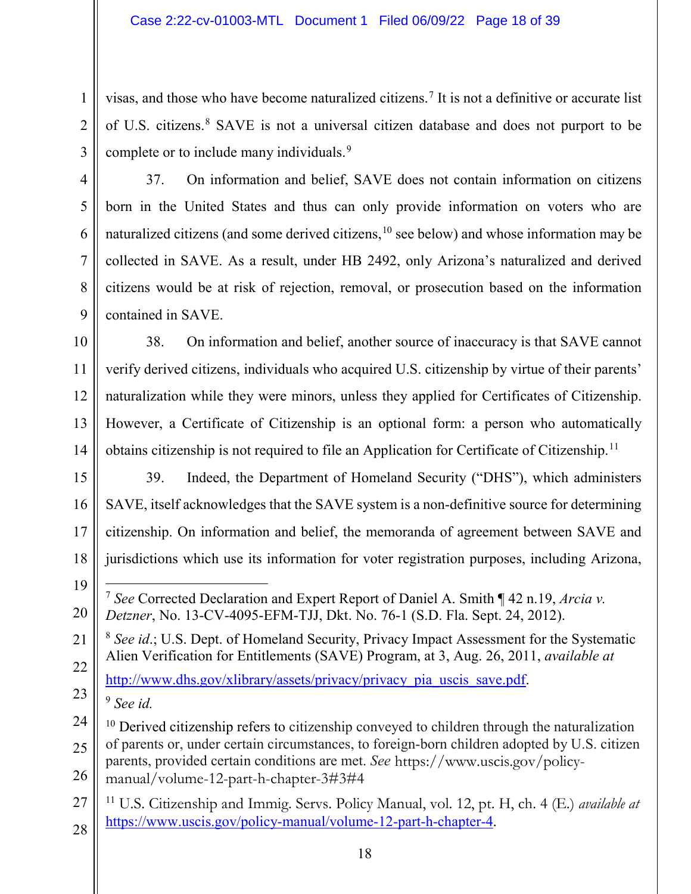visas, and those who have become naturalized citizens.[7] It is not a definitive or accurate list of U.S. citizens.[8] SAVE is not a universal citizen database and does not purport to be complete or to include many individuals.[9]

37. On information and belief, SAVE does not contain information on citizens born in the United States and thus can only provide information on voters who are naturalized citizens (and some derived citizens,[10] see below) and whose information may be collected in SAVE. As a result, under HB 2492, only Arizona's naturalized and derived citizens would be at risk of rejection, removal, or prosecution based on the information contained in SAVE.

38. On information and belief, another source of inaccuracy is that SAVE cannot verify derived citizens, individuals who acquired U.S. citizenship by virtue of their parents' naturalization while they were minors, unless they applied for Certificates of Citizenship. However, a Certificate of Citizenship is an optional form: a person who automatically obtains citizenship is not required to file an Application for Certificate of Citizenship.[11]

39. Indeed, the Department of Homeland Security ("DHS"), which administers SAVE, itself acknowledges that the SAVE system is a non-definitive source for determining citizenship. On information and belief, the memoranda of agreement between SAVE and jurisdictions which use its information for voter registration purposes, including Arizona,

---

[7] *See* Corrected Declaration and Expert Report of Daniel A. Smith ¶ 42 n.19, *Arcia v. Detzner*, No. 13-CV-4095-EFM-TJJ, Dkt. No. 76-1 (S.D. Fla. Sept. 24, 2012).

[8] *See id*.; U.S. Dept. of Homeland Security, Privacy Impact Assessment for the Systematic Alien Verification for Entitlements (SAVE) Program, at 3, Aug. 26, 2011, *available at* http://www.dhs.gov/xlibrary/assets/privacy/privacy_pia_uscis_save.pdf.

[9] *See id.*

[10] Derived citizenship refers to citizenship conveyed to children through the naturalization of parents or, under certain circumstances, to foreign-born children adopted by U.S. citizen parents, provided certain conditions are met. *See* https://www.uscis.gov/policy-manual/volume-12-part-h-chapter-3#3#4

[11] U.S. Citizenship and Immig. Servs. Policy Manual, vol. 12, pt. H, ch. 4 (E.) *available at* https://www.uscis.gov/policy-manual/volume-12-part-h-chapter-4.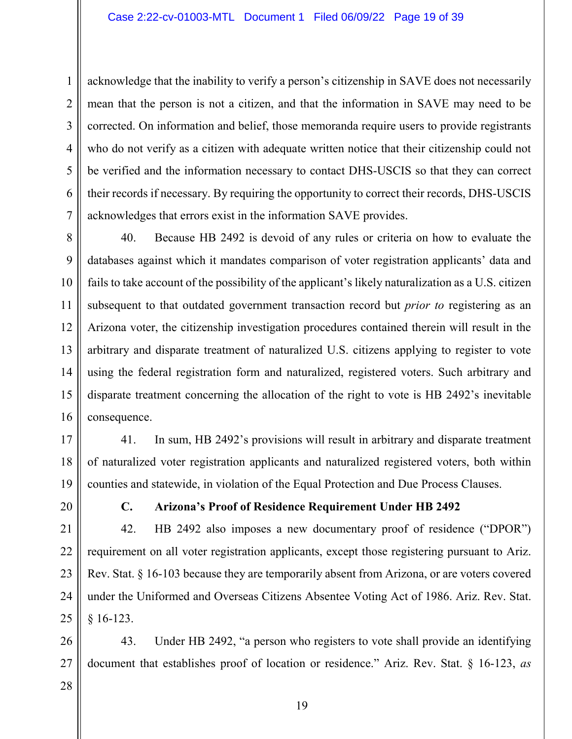acknowledge that the inability to verify a person's citizenship in SAVE does not necessarily mean that the person is not a citizen, and that the information in SAVE may need to be corrected. On information and belief, those memoranda require users to provide registrants who do not verify as a citizen with adequate written notice that their citizenship could not be verified and the information necessary to contact DHS-USCIS so that they can correct their records if necessary. By requiring the opportunity to correct their records, DHS-USCIS acknowledges that errors exist in the information SAVE provides.

40. Because HB 2492 is devoid of any rules or criteria on how to evaluate the databases against which it mandates comparison of voter registration applicants' data and fails to take account of the possibility of the applicant's likely naturalization as a U.S. citizen subsequent to that outdated government transaction record but *prior to* registering as an Arizona voter, the citizenship investigation procedures contained therein will result in the arbitrary and disparate treatment of naturalized U.S. citizens applying to register to vote using the federal registration form and naturalized, registered voters. Such arbitrary and disparate treatment concerning the allocation of the right to vote is HB 2492's inevitable consequence.

41. In sum, HB 2492's provisions will result in arbitrary and disparate treatment of naturalized voter registration applicants and naturalized registered voters, both within counties and statewide, in violation of the Equal Protection and Due Process Clauses.

### C. Arizona's Proof of Residence Requirement Under HB 2492

42. HB 2492 also imposes a new documentary proof of residence ("DPOR") requirement on all voter registration applicants, except those registering pursuant to Ariz. Rev. Stat. § 16-103 because they are temporarily absent from Arizona, or are voters covered under the Uniformed and Overseas Citizens Absentee Voting Act of 1986. Ariz. Rev. Stat. § 16-123.

43. Under HB 2492, "a person who registers to vote shall provide an identifying document that establishes proof of location or residence." Ariz. Rev. Stat. § 16-123, *as*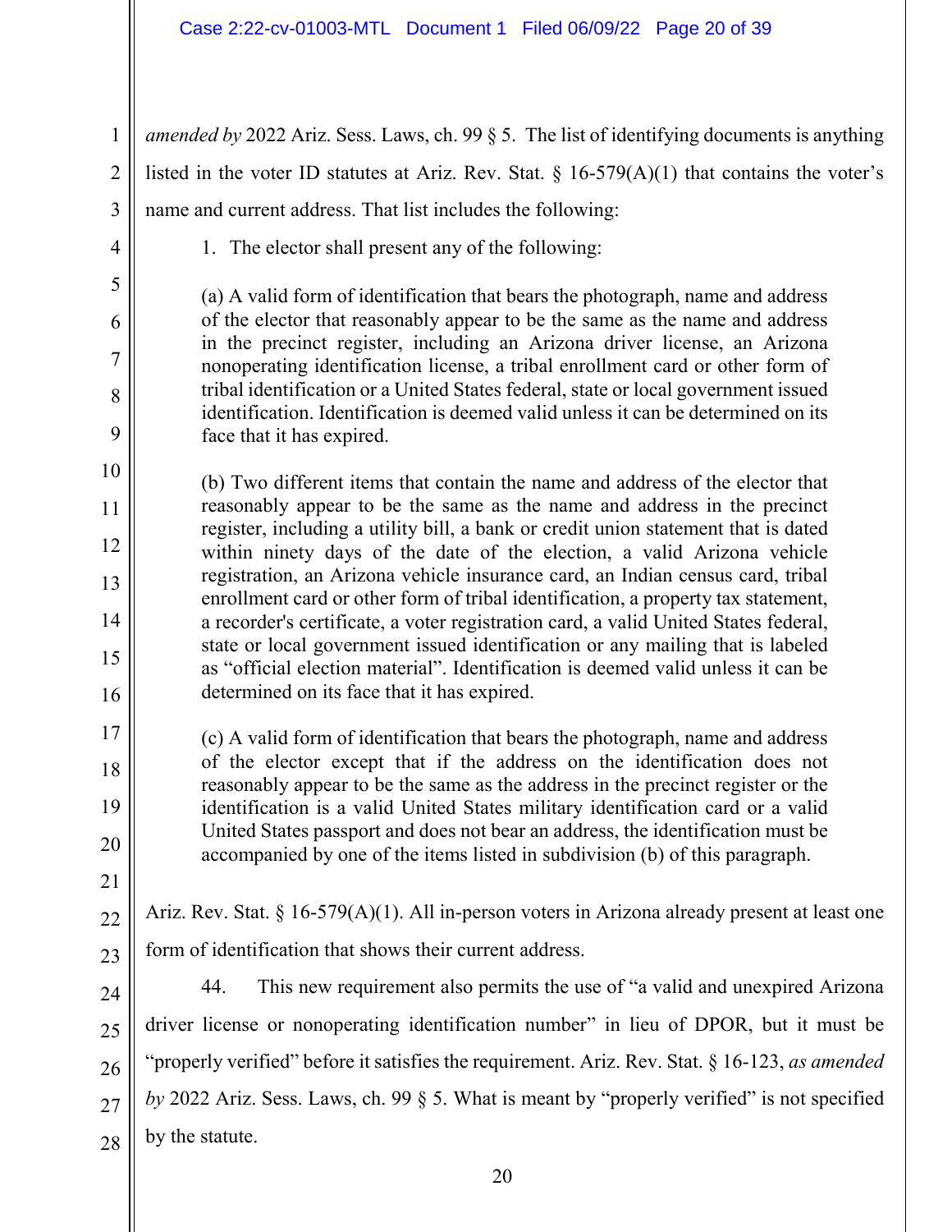*amended by* 2022 Ariz. Sess. Laws, ch. 99 § 5. The list of identifying documents is anything listed in the voter ID statutes at Ariz. Rev. Stat. § 16-579(A)(1) that contains the voter's name and current address. That list includes the following:

> 1. The elector shall present any of the following:
>
> (a) A valid form of identification that bears the photograph, name and address of the elector that reasonably appear to be the same as the name and address in the precinct register, including an Arizona driver license, an Arizona nonoperating identification license, a tribal enrollment card or other form of tribal identification or a United States federal, state or local government issued identification. Identification is deemed valid unless it can be determined on its face that it has expired.
>
> (b) Two different items that contain the name and address of the elector that reasonably appear to be the same as the name and address in the precinct register, including a utility bill, a bank or credit union statement that is dated within ninety days of the date of the election, a valid Arizona vehicle registration, an Arizona vehicle insurance card, an Indian census card, tribal enrollment card or other form of tribal identification, a property tax statement, a recorder's certificate, a voter registration card, a valid United States federal, state or local government issued identification or any mailing that is labeled as "official election material". Identification is deemed valid unless it can be determined on its face that it has expired.
>
> (c) A valid form of identification that bears the photograph, name and address of the elector except that if the address on the identification does not reasonably appear to be the same as the address in the precinct register or the identification is a valid United States military identification card or a valid United States passport and does not bear an address, the identification must be accompanied by one of the items listed in subdivision (b) of this paragraph.

Ariz. Rev. Stat. § 16-579(A)(1). All in-person voters in Arizona already present at least one form of identification that shows their current address.

44. This new requirement also permits the use of "a valid and unexpired Arizona driver license or nonoperating identification number" in lieu of DPOR, but it must be "properly verified" before it satisfies the requirement. Ariz. Rev. Stat. § 16-123, *as amended by* 2022 Ariz. Sess. Laws, ch. 99 § 5. What is meant by "properly verified" is not specified by the statute.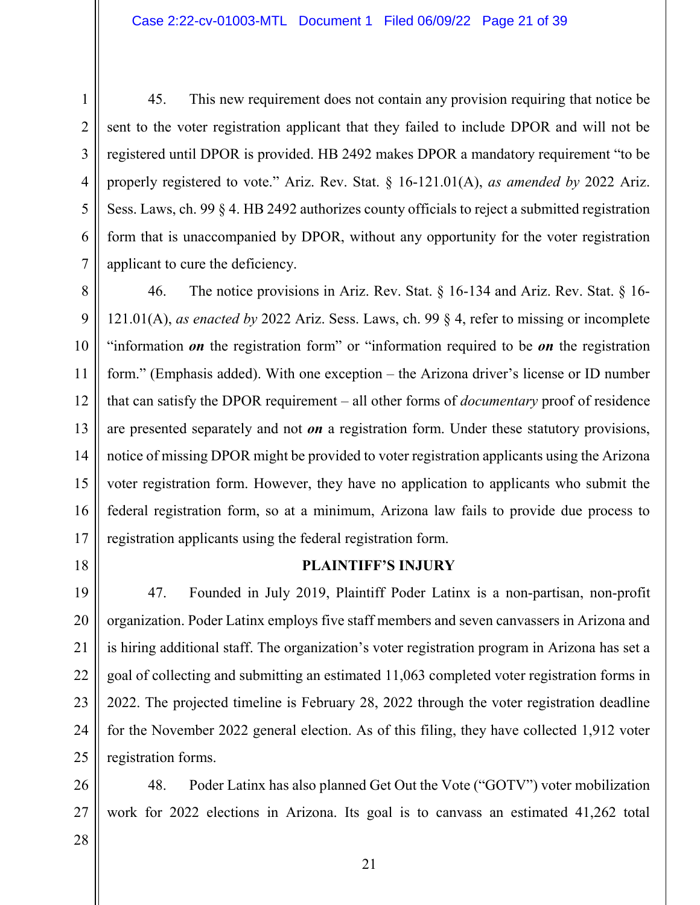45. This new requirement does not contain any provision requiring that notice be sent to the voter registration applicant that they failed to include DPOR and will not be registered until DPOR is provided. HB 2492 makes DPOR a mandatory requirement "to be properly registered to vote." Ariz. Rev. Stat. § 16-121.01(A), *as amended by* 2022 Ariz. Sess. Laws, ch. 99 § 4. HB 2492 authorizes county officials to reject a submitted registration form that is unaccompanied by DPOR, without any opportunity for the voter registration applicant to cure the deficiency.

46. The notice provisions in Ariz. Rev. Stat. § 16-134 and Ariz. Rev. Stat. § 16-121.01(A), *as enacted by* 2022 Ariz. Sess. Laws, ch. 99 § 4, refer to missing or incomplete "information ***on*** the registration form" or "information required to be ***on*** the registration form." (Emphasis added). With one exception – the Arizona driver's license or ID number that can satisfy the DPOR requirement – all other forms of *documentary* proof of residence are presented separately and not ***on*** a registration form. Under these statutory provisions, notice of missing DPOR might be provided to voter registration applicants using the Arizona voter registration form. However, they have no application to applicants who submit the federal registration form, so at a minimum, Arizona law fails to provide due process to registration applicants using the federal registration form.

**PLAINTIFF'S INJURY**

47. Founded in July 2019, Plaintiff Poder Latinx is a non-partisan, non-profit organization. Poder Latinx employs five staff members and seven canvassers in Arizona and is hiring additional staff. The organization's voter registration program in Arizona has set a goal of collecting and submitting an estimated 11,063 completed voter registration forms in 2022. The projected timeline is February 28, 2022 through the voter registration deadline for the November 2022 general election. As of this filing, they have collected 1,912 voter registration forms.

48. Poder Latinx has also planned Get Out the Vote ("GOTV") voter mobilization work for 2022 elections in Arizona. Its goal is to canvass an estimated 41,262 total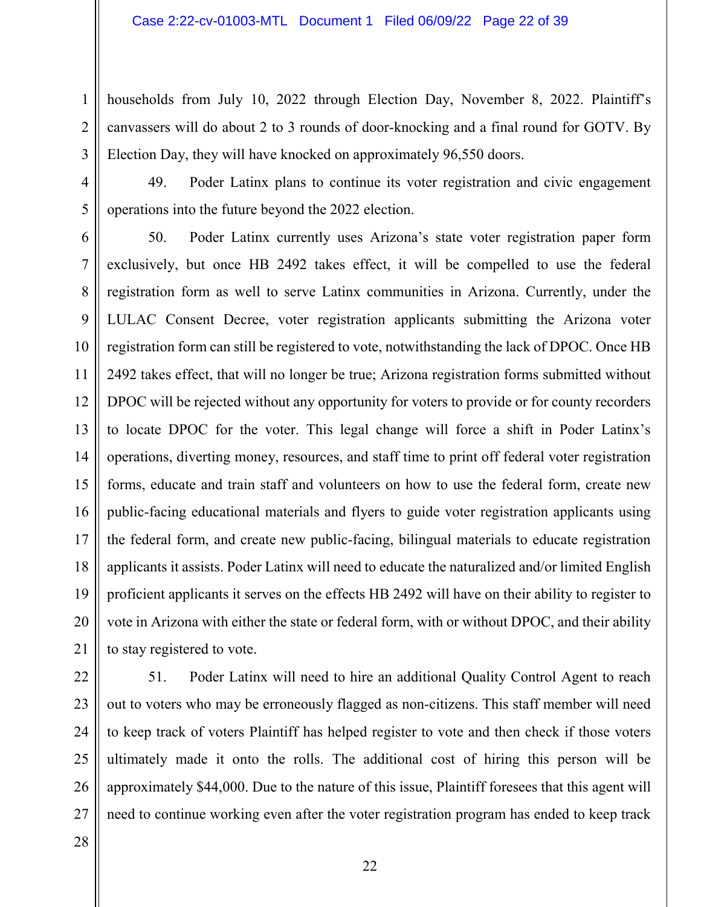households from July 10, 2022 through Election Day, November 8, 2022. Plaintiff's canvassers will do about 2 to 3 rounds of door-knocking and a final round for GOTV. By Election Day, they will have knocked on approximately 96,550 doors.

49. Poder Latinx plans to continue its voter registration and civic engagement operations into the future beyond the 2022 election.

50. Poder Latinx currently uses Arizona's state voter registration paper form exclusively, but once HB 2492 takes effect, it will be compelled to use the federal registration form as well to serve Latinx communities in Arizona. Currently, under the LULAC Consent Decree, voter registration applicants submitting the Arizona voter registration form can still be registered to vote, notwithstanding the lack of DPOC. Once HB 2492 takes effect, that will no longer be true; Arizona registration forms submitted without DPOC will be rejected without any opportunity for voters to provide or for county recorders to locate DPOC for the voter. This legal change will force a shift in Poder Latinx's operations, diverting money, resources, and staff time to print off federal voter registration forms, educate and train staff and volunteers on how to use the federal form, create new public-facing educational materials and flyers to guide voter registration applicants using the federal form, and create new public-facing, bilingual materials to educate registration applicants it assists. Poder Latinx will need to educate the naturalized and/or limited English proficient applicants it serves on the effects HB 2492 will have on their ability to register to vote in Arizona with either the state or federal form, with or without DPOC, and their ability to stay registered to vote.

51. Poder Latinx will need to hire an additional Quality Control Agent to reach out to voters who may be erroneously flagged as non-citizens. This staff member will need to keep track of voters Plaintiff has helped register to vote and then check if those voters ultimately made it onto the rolls. The additional cost of hiring this person will be approximately $44,000. Due to the nature of this issue, Plaintiff foresees that this agent will need to continue working even after the voter registration program has ended to keep track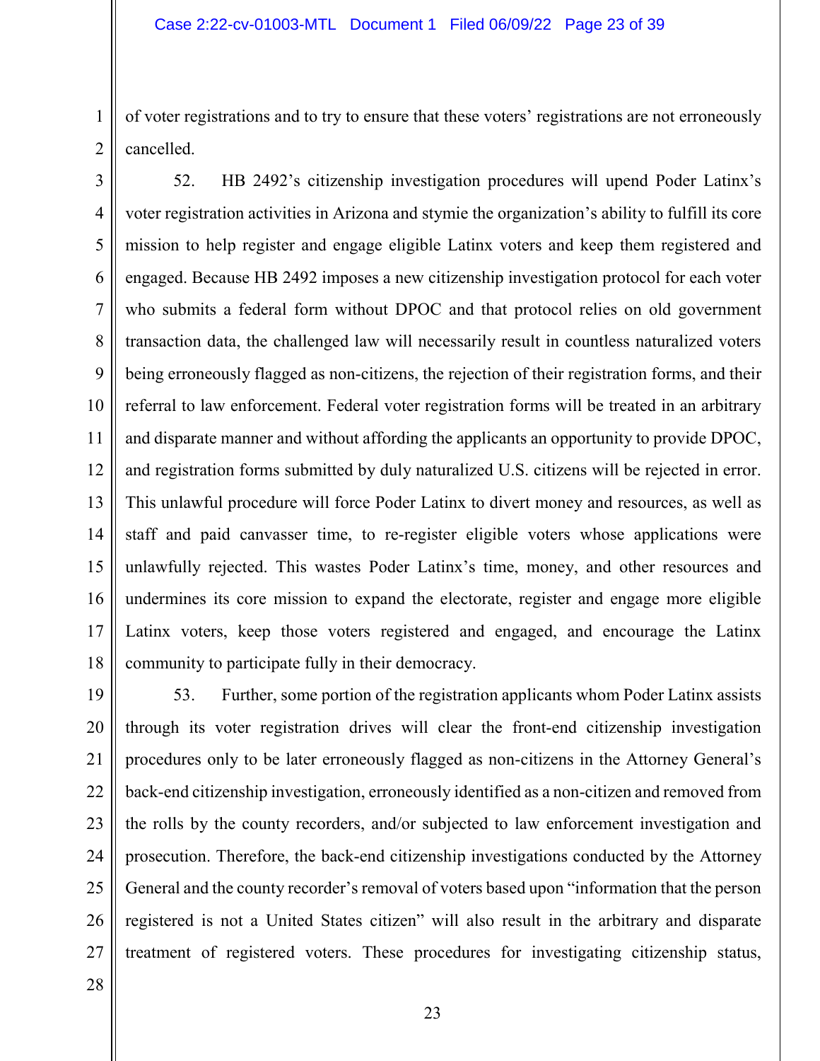of voter registrations and to try to ensure that these voters' registrations are not erroneously cancelled.

52. HB 2492's citizenship investigation procedures will upend Poder Latinx's voter registration activities in Arizona and stymie the organization's ability to fulfill its core mission to help register and engage eligible Latinx voters and keep them registered and engaged. Because HB 2492 imposes a new citizenship investigation protocol for each voter who submits a federal form without DPOC and that protocol relies on old government transaction data, the challenged law will necessarily result in countless naturalized voters being erroneously flagged as non-citizens, the rejection of their registration forms, and their referral to law enforcement. Federal voter registration forms will be treated in an arbitrary and disparate manner and without affording the applicants an opportunity to provide DPOC, and registration forms submitted by duly naturalized U.S. citizens will be rejected in error. This unlawful procedure will force Poder Latinx to divert money and resources, as well as staff and paid canvasser time, to re-register eligible voters whose applications were unlawfully rejected. This wastes Poder Latinx's time, money, and other resources and undermines its core mission to expand the electorate, register and engage more eligible Latinx voters, keep those voters registered and engaged, and encourage the Latinx community to participate fully in their democracy.

53. Further, some portion of the registration applicants whom Poder Latinx assists through its voter registration drives will clear the front-end citizenship investigation procedures only to be later erroneously flagged as non-citizens in the Attorney General's back-end citizenship investigation, erroneously identified as a non-citizen and removed from the rolls by the county recorders, and/or subjected to law enforcement investigation and prosecution. Therefore, the back-end citizenship investigations conducted by the Attorney General and the county recorder's removal of voters based upon "information that the person registered is not a United States citizen" will also result in the arbitrary and disparate treatment of registered voters. These procedures for investigating citizenship status,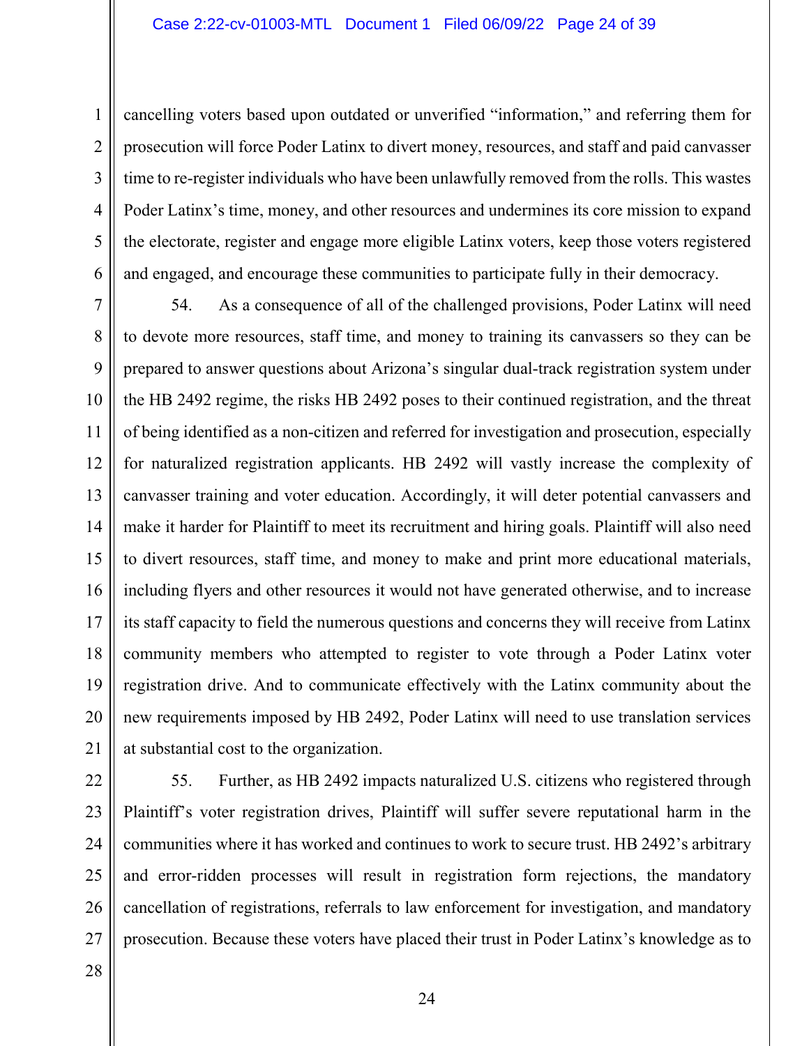cancelling voters based upon outdated or unverified "information," and referring them for prosecution will force Poder Latinx to divert money, resources, and staff and paid canvasser time to re-register individuals who have been unlawfully removed from the rolls. This wastes Poder Latinx's time, money, and other resources and undermines its core mission to expand the electorate, register and engage more eligible Latinx voters, keep those voters registered and engaged, and encourage these communities to participate fully in their democracy.

54. As a consequence of all of the challenged provisions, Poder Latinx will need to devote more resources, staff time, and money to training its canvassers so they can be prepared to answer questions about Arizona's singular dual-track registration system under the HB 2492 regime, the risks HB 2492 poses to their continued registration, and the threat of being identified as a non-citizen and referred for investigation and prosecution, especially for naturalized registration applicants. HB 2492 will vastly increase the complexity of canvasser training and voter education. Accordingly, it will deter potential canvassers and make it harder for Plaintiff to meet its recruitment and hiring goals. Plaintiff will also need to divert resources, staff time, and money to make and print more educational materials, including flyers and other resources it would not have generated otherwise, and to increase its staff capacity to field the numerous questions and concerns they will receive from Latinx community members who attempted to register to vote through a Poder Latinx voter registration drive. And to communicate effectively with the Latinx community about the new requirements imposed by HB 2492, Poder Latinx will need to use translation services at substantial cost to the organization.

55. Further, as HB 2492 impacts naturalized U.S. citizens who registered through Plaintiff's voter registration drives, Plaintiff will suffer severe reputational harm in the communities where it has worked and continues to work to secure trust. HB 2492's arbitrary and error-ridden processes will result in registration form rejections, the mandatory cancellation of registrations, referrals to law enforcement for investigation, and mandatory prosecution. Because these voters have placed their trust in Poder Latinx's knowledge as to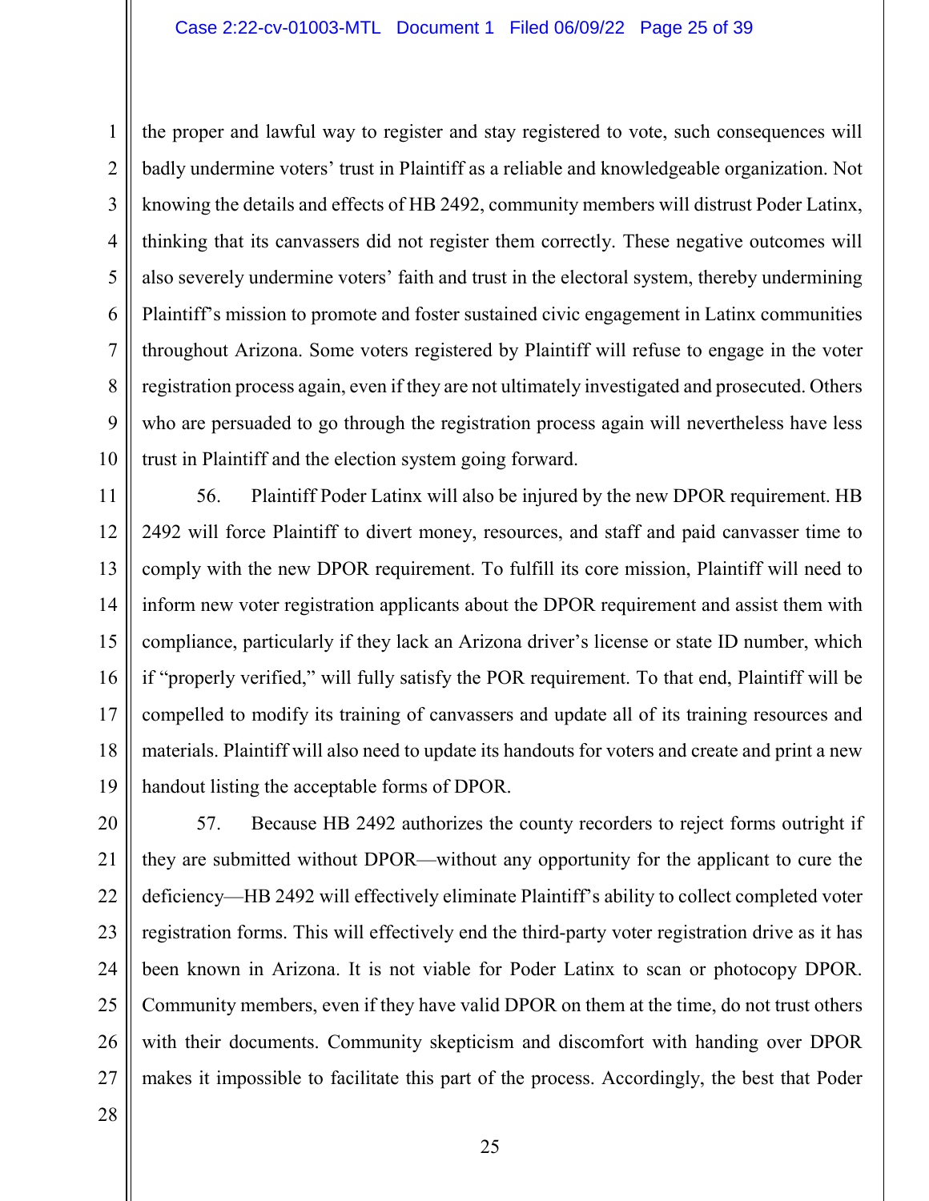the proper and lawful way to register and stay registered to vote, such consequences will badly undermine voters' trust in Plaintiff as a reliable and knowledgeable organization. Not knowing the details and effects of HB 2492, community members will distrust Poder Latinx, thinking that its canvassers did not register them correctly. These negative outcomes will also severely undermine voters' faith and trust in the electoral system, thereby undermining Plaintiff's mission to promote and foster sustained civic engagement in Latinx communities throughout Arizona. Some voters registered by Plaintiff will refuse to engage in the voter registration process again, even if they are not ultimately investigated and prosecuted. Others who are persuaded to go through the registration process again will nevertheless have less trust in Plaintiff and the election system going forward.

56. Plaintiff Poder Latinx will also be injured by the new DPOR requirement. HB 2492 will force Plaintiff to divert money, resources, and staff and paid canvasser time to comply with the new DPOR requirement. To fulfill its core mission, Plaintiff will need to inform new voter registration applicants about the DPOR requirement and assist them with compliance, particularly if they lack an Arizona driver's license or state ID number, which if "properly verified," will fully satisfy the POR requirement. To that end, Plaintiff will be compelled to modify its training of canvassers and update all of its training resources and materials. Plaintiff will also need to update its handouts for voters and create and print a new handout listing the acceptable forms of DPOR.

57. Because HB 2492 authorizes the county recorders to reject forms outright if they are submitted without DPOR—without any opportunity for the applicant to cure the deficiency—HB 2492 will effectively eliminate Plaintiff's ability to collect completed voter registration forms. This will effectively end the third-party voter registration drive as it has been known in Arizona. It is not viable for Poder Latinx to scan or photocopy DPOR. Community members, even if they have valid DPOR on them at the time, do not trust others with their documents. Community skepticism and discomfort with handing over DPOR makes it impossible to facilitate this part of the process. Accordingly, the best that Poder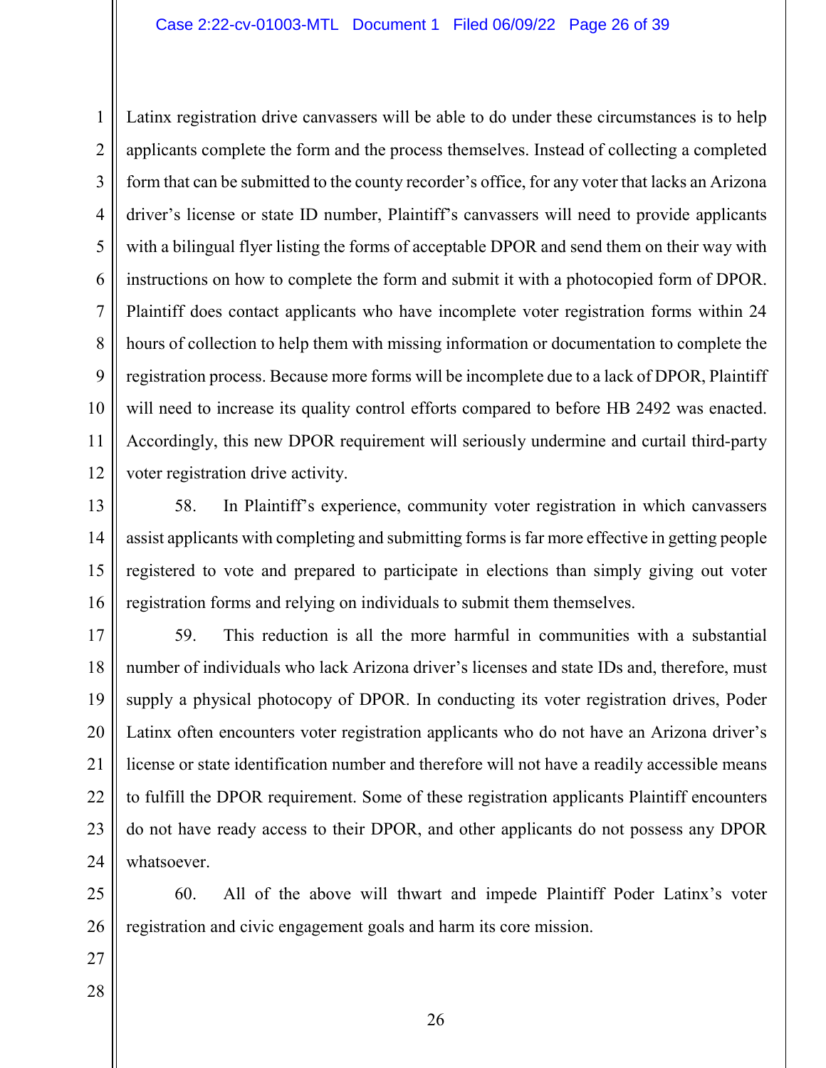Latinx registration drive canvassers will be able to do under these circumstances is to help applicants complete the form and the process themselves. Instead of collecting a completed form that can be submitted to the county recorder's office, for any voter that lacks an Arizona driver's license or state ID number, Plaintiff's canvassers will need to provide applicants with a bilingual flyer listing the forms of acceptable DPOR and send them on their way with instructions on how to complete the form and submit it with a photocopied form of DPOR. Plaintiff does contact applicants who have incomplete voter registration forms within 24 hours of collection to help them with missing information or documentation to complete the registration process. Because more forms will be incomplete due to a lack of DPOR, Plaintiff will need to increase its quality control efforts compared to before HB 2492 was enacted. Accordingly, this new DPOR requirement will seriously undermine and curtail third-party voter registration drive activity.

58. In Plaintiff's experience, community voter registration in which canvassers assist applicants with completing and submitting forms is far more effective in getting people registered to vote and prepared to participate in elections than simply giving out voter registration forms and relying on individuals to submit them themselves.

59. This reduction is all the more harmful in communities with a substantial number of individuals who lack Arizona driver's licenses and state IDs and, therefore, must supply a physical photocopy of DPOR. In conducting its voter registration drives, Poder Latinx often encounters voter registration applicants who do not have an Arizona driver's license or state identification number and therefore will not have a readily accessible means to fulfill the DPOR requirement. Some of these registration applicants Plaintiff encounters do not have ready access to their DPOR, and other applicants do not possess any DPOR whatsoever.

60. All of the above will thwart and impede Plaintiff Poder Latinx's voter registration and civic engagement goals and harm its core mission.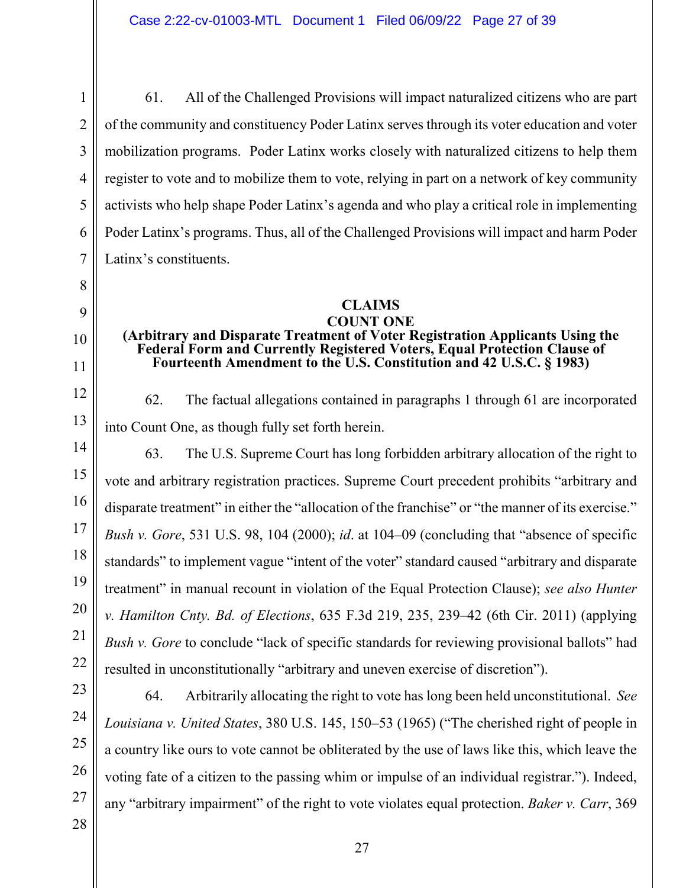61. All of the Challenged Provisions will impact naturalized citizens who are part of the community and constituency Poder Latinx serves through its voter education and voter mobilization programs. Poder Latinx works closely with naturalized citizens to help them register to vote and to mobilize them to vote, relying in part on a network of key community activists who help shape Poder Latinx's agenda and who play a critical role in implementing Poder Latinx's programs. Thus, all of the Challenged Provisions will impact and harm Poder Latinx's constituents.

## CLAIMS

### COUNT ONE

### (Arbitrary and Disparate Treatment of Voter Registration Applicants Using the Federal Form and Currently Registered Voters, Equal Protection Clause of Fourteenth Amendment to the U.S. Constitution and 42 U.S.C. § 1983)

62. The factual allegations contained in paragraphs 1 through 61 are incorporated into Count One, as though fully set forth herein.

63. The U.S. Supreme Court has long forbidden arbitrary allocation of the right to vote and arbitrary registration practices. Supreme Court precedent prohibits "arbitrary and disparate treatment" in either the "allocation of the franchise" or "the manner of its exercise." *Bush v. Gore*, 531 U.S. 98, 104 (2000); *id*. at 104–09 (concluding that "absence of specific standards" to implement vague "intent of the voter" standard caused "arbitrary and disparate treatment" in manual recount in violation of the Equal Protection Clause); *see also Hunter v. Hamilton Cnty. Bd. of Elections*, 635 F.3d 219, 235, 239–42 (6th Cir. 2011) (applying *Bush v. Gore* to conclude "lack of specific standards for reviewing provisional ballots" had resulted in unconstitutionally "arbitrary and uneven exercise of discretion").

64. Arbitrarily allocating the right to vote has long been held unconstitutional. *See Louisiana v. United States*, 380 U.S. 145, 150–53 (1965) ("The cherished right of people in a country like ours to vote cannot be obliterated by the use of laws like this, which leave the voting fate of a citizen to the passing whim or impulse of an individual registrar."). Indeed, any "arbitrary impairment" of the right to vote violates equal protection. *Baker v. Carr*, 369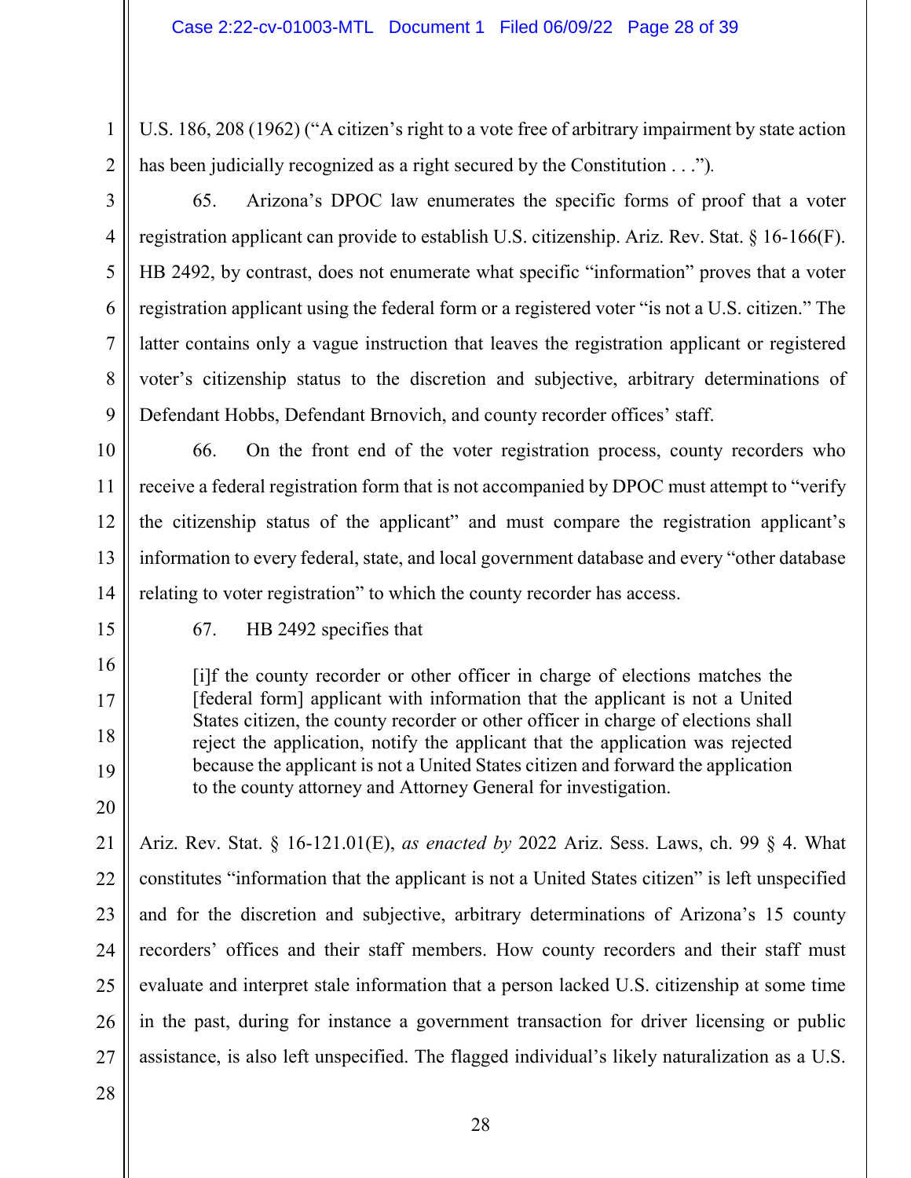U.S. 186, 208 (1962) ("A citizen's right to a vote free of arbitrary impairment by state action has been judicially recognized as a right secured by the Constitution . . .").

65. Arizona's DPOC law enumerates the specific forms of proof that a voter registration applicant can provide to establish U.S. citizenship. Ariz. Rev. Stat. § 16-166(F). HB 2492, by contrast, does not enumerate what specific "information" proves that a voter registration applicant using the federal form or a registered voter "is not a U.S. citizen." The latter contains only a vague instruction that leaves the registration applicant or registered voter's citizenship status to the discretion and subjective, arbitrary determinations of Defendant Hobbs, Defendant Brnovich, and county recorder offices' staff.

66. On the front end of the voter registration process, county recorders who receive a federal registration form that is not accompanied by DPOC must attempt to "verify the citizenship status of the applicant" and must compare the registration applicant's information to every federal, state, and local government database and every "other database relating to voter registration" to which the county recorder has access.

67. HB 2492 specifies that

> [i]f the county recorder or other officer in charge of elections matches the [federal form] applicant with information that the applicant is not a United States citizen, the county recorder or other officer in charge of elections shall reject the application, notify the applicant that the application was rejected because the applicant is not a United States citizen and forward the application to the county attorney and Attorney General for investigation.

Ariz. Rev. Stat. § 16-121.01(E), *as enacted by* 2022 Ariz. Sess. Laws, ch. 99 § 4. What constitutes "information that the applicant is not a United States citizen" is left unspecified and for the discretion and subjective, arbitrary determinations of Arizona's 15 county recorders' offices and their staff members. How county recorders and their staff must evaluate and interpret stale information that a person lacked U.S. citizenship at some time in the past, during for instance a government transaction for driver licensing or public assistance, is also left unspecified. The flagged individual's likely naturalization as a U.S.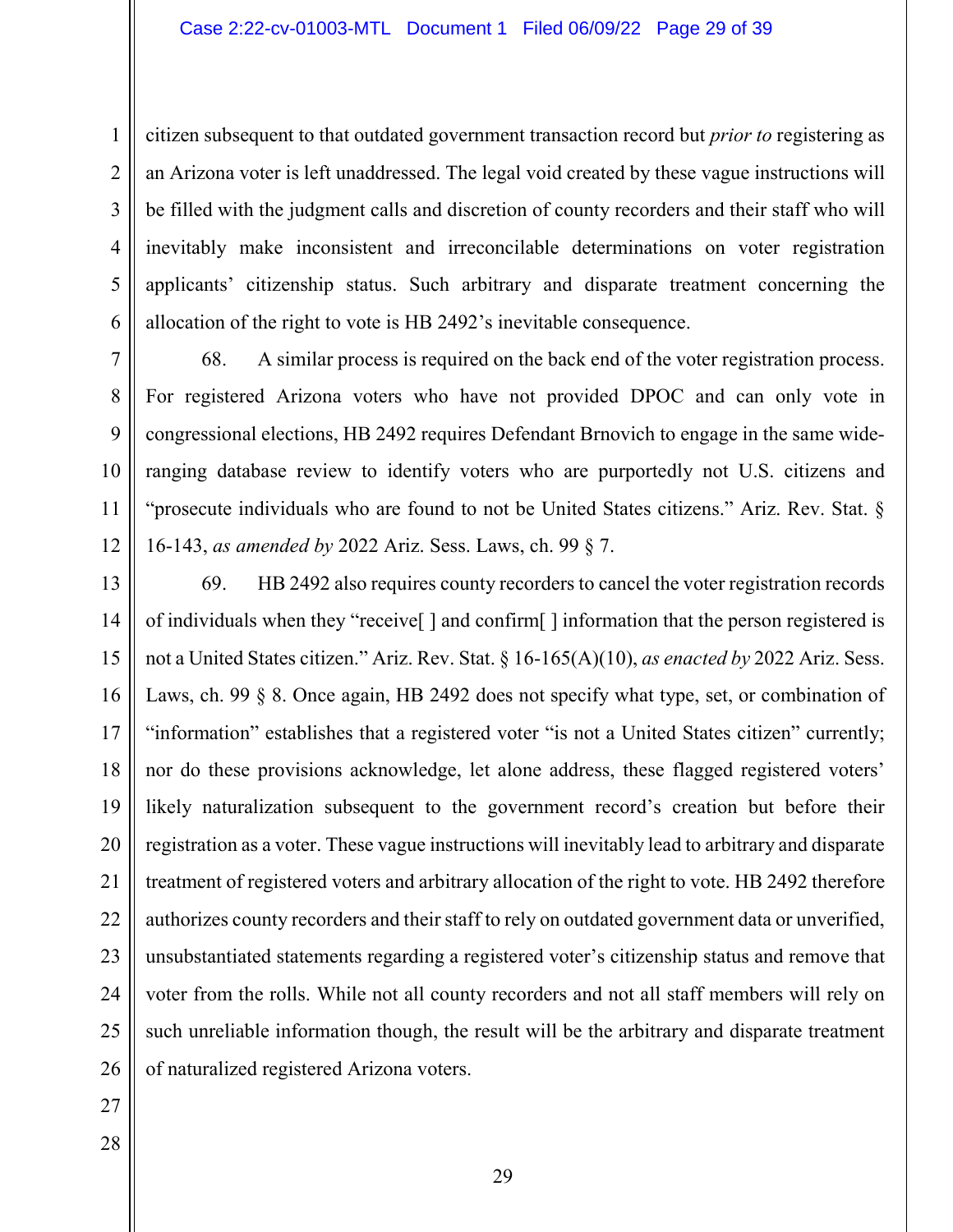citizen subsequent to that outdated government transaction record but *prior to* registering as an Arizona voter is left unaddressed. The legal void created by these vague instructions will be filled with the judgment calls and discretion of county recorders and their staff who will inevitably make inconsistent and irreconcilable determinations on voter registration applicants' citizenship status. Such arbitrary and disparate treatment concerning the allocation of the right to vote is HB 2492's inevitable consequence.

68. A similar process is required on the back end of the voter registration process. For registered Arizona voters who have not provided DPOC and can only vote in congressional elections, HB 2492 requires Defendant Brnovich to engage in the same wide-ranging database review to identify voters who are purportedly not U.S. citizens and "prosecute individuals who are found to not be United States citizens." Ariz. Rev. Stat. § 16-143, *as amended by* 2022 Ariz. Sess. Laws, ch. 99 § 7.

69. HB 2492 also requires county recorders to cancel the voter registration records of individuals when they "receive[ ] and confirm[ ] information that the person registered is not a United States citizen." Ariz. Rev. Stat. § 16-165(A)(10), *as enacted by* 2022 Ariz. Sess. Laws, ch. 99 § 8. Once again, HB 2492 does not specify what type, set, or combination of "information" establishes that a registered voter "is not a United States citizen" currently; nor do these provisions acknowledge, let alone address, these flagged registered voters' likely naturalization subsequent to the government record's creation but before their registration as a voter. These vague instructions will inevitably lead to arbitrary and disparate treatment of registered voters and arbitrary allocation of the right to vote. HB 2492 therefore authorizes county recorders and their staff to rely on outdated government data or unverified, unsubstantiated statements regarding a registered voter's citizenship status and remove that voter from the rolls. While not all county recorders and not all staff members will rely on such unreliable information though, the result will be the arbitrary and disparate treatment of naturalized registered Arizona voters.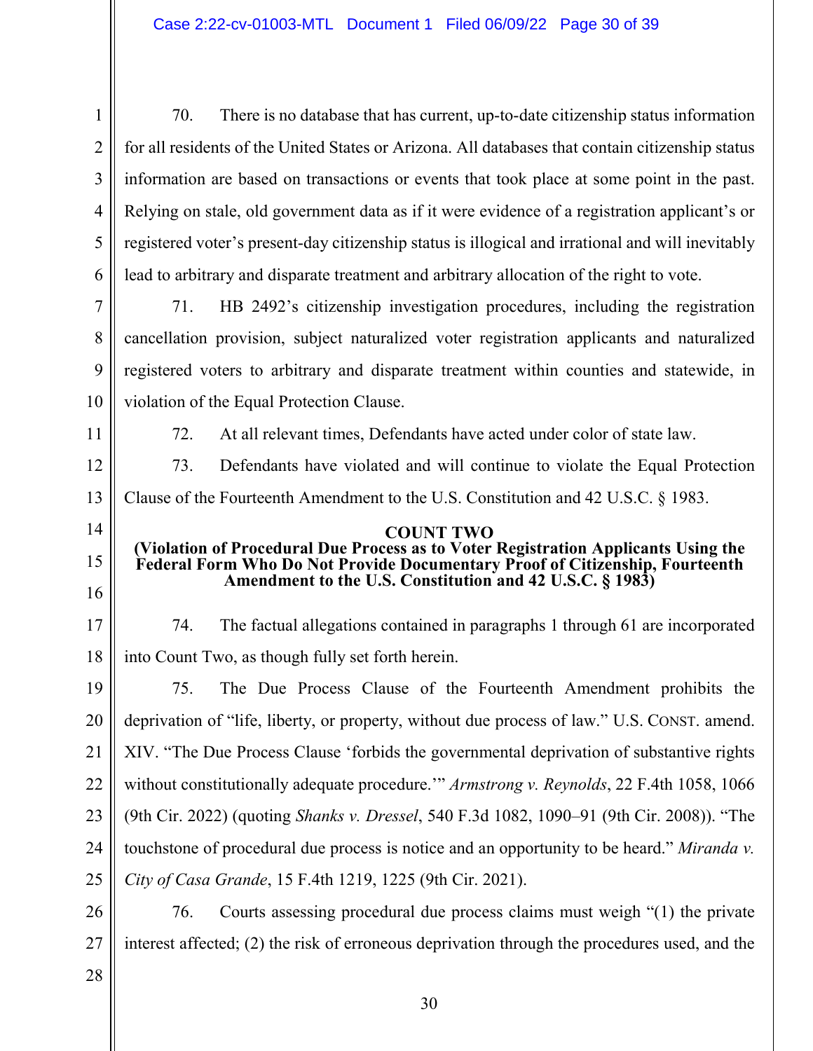70. There is no database that has current, up-to-date citizenship status information for all residents of the United States or Arizona. All databases that contain citizenship status information are based on transactions or events that took place at some point in the past. Relying on stale, old government data as if it were evidence of a registration applicant's or registered voter's present-day citizenship status is illogical and irrational and will inevitably lead to arbitrary and disparate treatment and arbitrary allocation of the right to vote.

71. HB 2492's citizenship investigation procedures, including the registration cancellation provision, subject naturalized voter registration applicants and naturalized registered voters to arbitrary and disparate treatment within counties and statewide, in violation of the Equal Protection Clause.

72. At all relevant times, Defendants have acted under color of state law.

73. Defendants have violated and will continue to violate the Equal Protection Clause of the Fourteenth Amendment to the U.S. Constitution and 42 U.S.C. § 1983.

**COUNT TWO**
**(Violation of Procedural Due Process as to Voter Registration Applicants Using the Federal Form Who Do Not Provide Documentary Proof of Citizenship, Fourteenth Amendment to the U.S. Constitution and 42 U.S.C. § 1983)**

74. The factual allegations contained in paragraphs 1 through 61 are incorporated into Count Two, as though fully set forth herein.

75. The Due Process Clause of the Fourteenth Amendment prohibits the deprivation of "life, liberty, or property, without due process of law." U.S. CONST. amend. XIV. "The Due Process Clause 'forbids the governmental deprivation of substantive rights without constitutionally adequate procedure.'" *Armstrong v. Reynolds*, 22 F.4th 1058, 1066 (9th Cir. 2022) (quoting *Shanks v. Dressel*, 540 F.3d 1082, 1090–91 (9th Cir. 2008)). "The touchstone of procedural due process is notice and an opportunity to be heard." *Miranda v. City of Casa Grande*, 15 F.4th 1219, 1225 (9th Cir. 2021).

76. Courts assessing procedural due process claims must weigh "(1) the private interest affected; (2) the risk of erroneous deprivation through the procedures used, and the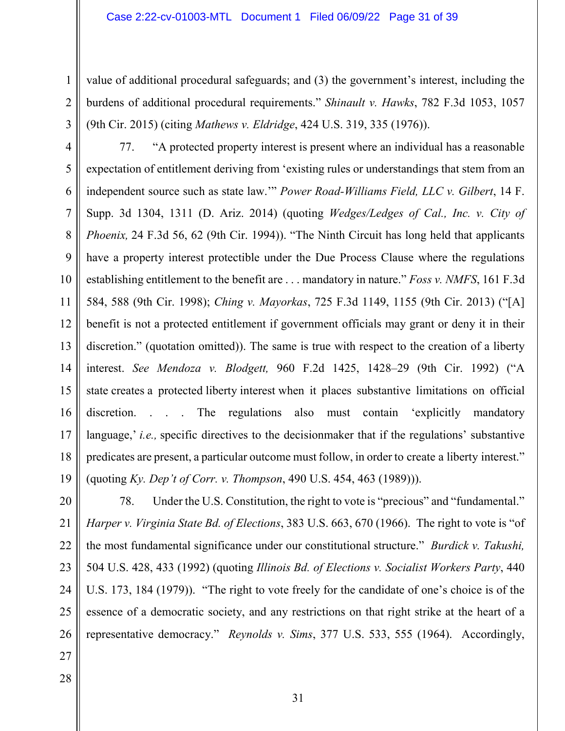value of additional procedural safeguards; and (3) the government's interest, including the burdens of additional procedural requirements." *Shinault v. Hawks*, 782 F.3d 1053, 1057 (9th Cir. 2015) (citing *Mathews v. Eldridge*, 424 U.S. 319, 335 (1976)).

77. "A protected property interest is present where an individual has a reasonable expectation of entitlement deriving from 'existing rules or understandings that stem from an independent source such as state law.'" *Power Road-Williams Field, LLC v. Gilbert*, 14 F. Supp. 3d 1304, 1311 (D. Ariz. 2014) (quoting *Wedges/Ledges of Cal., Inc. v. City of Phoenix,* 24 F.3d 56, 62 (9th Cir. 1994)). "The Ninth Circuit has long held that applicants have a property interest protectible under the Due Process Clause where the regulations establishing entitlement to the benefit are . . . mandatory in nature." *Foss v. NMFS*, 161 F.3d 584, 588 (9th Cir. 1998); *Ching v. Mayorkas*, 725 F.3d 1149, 1155 (9th Cir. 2013) ("[A] benefit is not a protected entitlement if government officials may grant or deny it in their discretion." (quotation omitted)). The same is true with respect to the creation of a liberty interest. *See Mendoza v. Blodgett,* 960 F.2d 1425, 1428–29 (9th Cir. 1992) ("A state creates a protected liberty interest when it places substantive limitations on official discretion. . . . The regulations also must contain 'explicitly mandatory language,' *i.e.,* specific directives to the decisionmaker that if the regulations' substantive predicates are present, a particular outcome must follow, in order to create a liberty interest." (quoting *Ky. Dep't of Corr. v. Thompson*, 490 U.S. 454, 463 (1989))).

78. Under the U.S. Constitution, the right to vote is "precious" and "fundamental." *Harper v. Virginia State Bd. of Elections*, 383 U.S. 663, 670 (1966). The right to vote is "of the most fundamental significance under our constitutional structure." *Burdick v. Takushi,* 504 U.S. 428, 433 (1992) (quoting *Illinois Bd. of Elections v. Socialist Workers Party*, 440 U.S. 173, 184 (1979)). "The right to vote freely for the candidate of one's choice is of the essence of a democratic society, and any restrictions on that right strike at the heart of a representative democracy." *Reynolds v. Sims*, 377 U.S. 533, 555 (1964). Accordingly,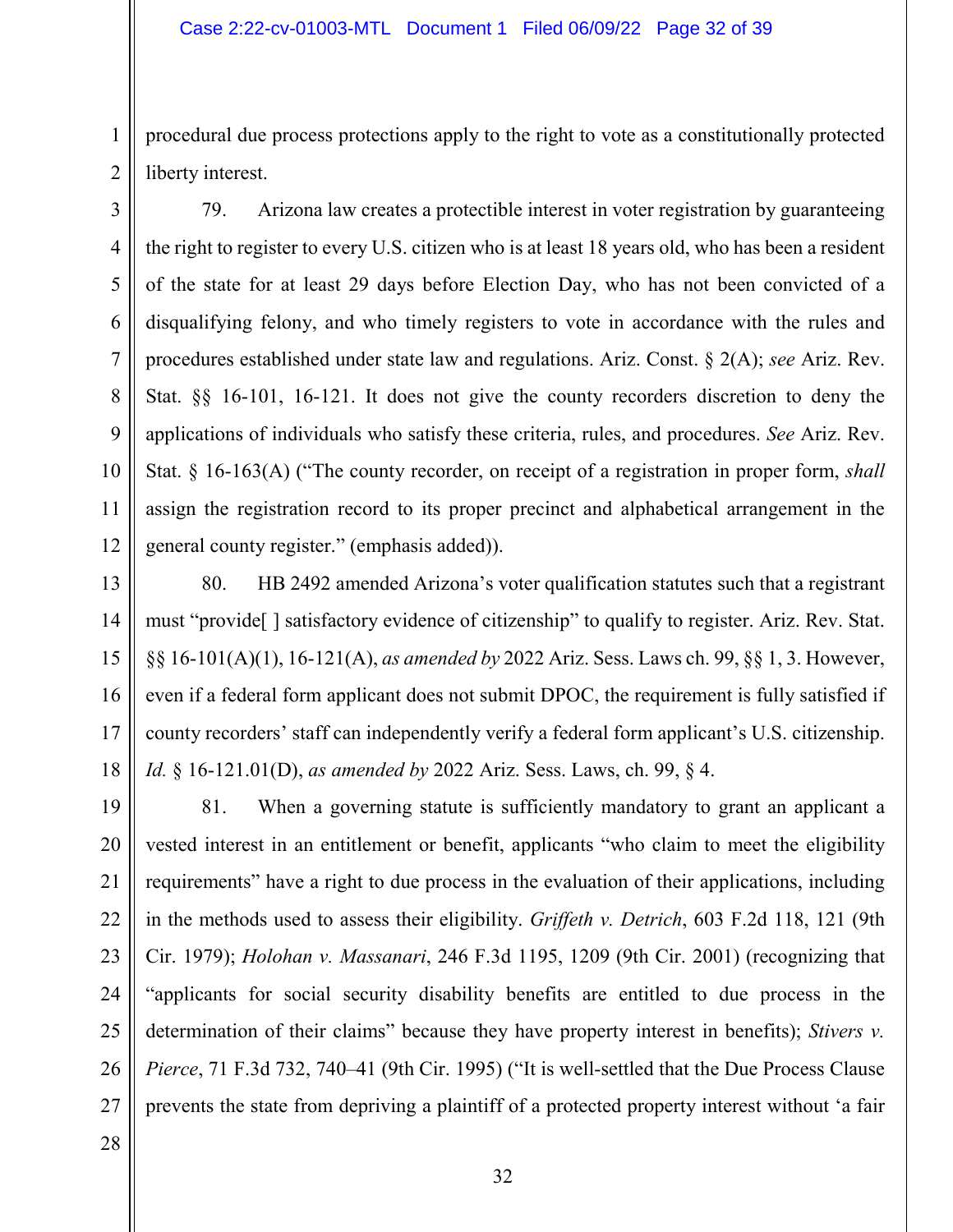procedural due process protections apply to the right to vote as a constitutionally protected liberty interest.

79. Arizona law creates a protectible interest in voter registration by guaranteeing the right to register to every U.S. citizen who is at least 18 years old, who has been a resident of the state for at least 29 days before Election Day, who has not been convicted of a disqualifying felony, and who timely registers to vote in accordance with the rules and procedures established under state law and regulations. Ariz. Const. § 2(A); *see* Ariz. Rev. Stat. §§ 16-101, 16-121. It does not give the county recorders discretion to deny the applications of individuals who satisfy these criteria, rules, and procedures. *See* Ariz. Rev. Stat. § 16-163(A) ("The county recorder, on receipt of a registration in proper form, *shall* assign the registration record to its proper precinct and alphabetical arrangement in the general county register." (emphasis added)).

80. HB 2492 amended Arizona's voter qualification statutes such that a registrant must "provide[ ] satisfactory evidence of citizenship" to qualify to register. Ariz. Rev. Stat. §§ 16-101(A)(1), 16-121(A), *as amended by* 2022 Ariz. Sess. Laws ch. 99, §§ 1, 3. However, even if a federal form applicant does not submit DPOC, the requirement is fully satisfied if county recorders' staff can independently verify a federal form applicant's U.S. citizenship. *Id.* § 16-121.01(D), *as amended by* 2022 Ariz. Sess. Laws, ch. 99, § 4.

81. When a governing statute is sufficiently mandatory to grant an applicant a vested interest in an entitlement or benefit, applicants "who claim to meet the eligibility requirements" have a right to due process in the evaluation of their applications, including in the methods used to assess their eligibility. *Griffeth v. Detrich*, 603 F.2d 118, 121 (9th Cir. 1979); *Holohan v. Massanari*, 246 F.3d 1195, 1209 (9th Cir. 2001) (recognizing that "applicants for social security disability benefits are entitled to due process in the determination of their claims" because they have property interest in benefits); *Stivers v. Pierce*, 71 F.3d 732, 740–41 (9th Cir. 1995) ("It is well-settled that the Due Process Clause prevents the state from depriving a plaintiff of a protected property interest without 'a fair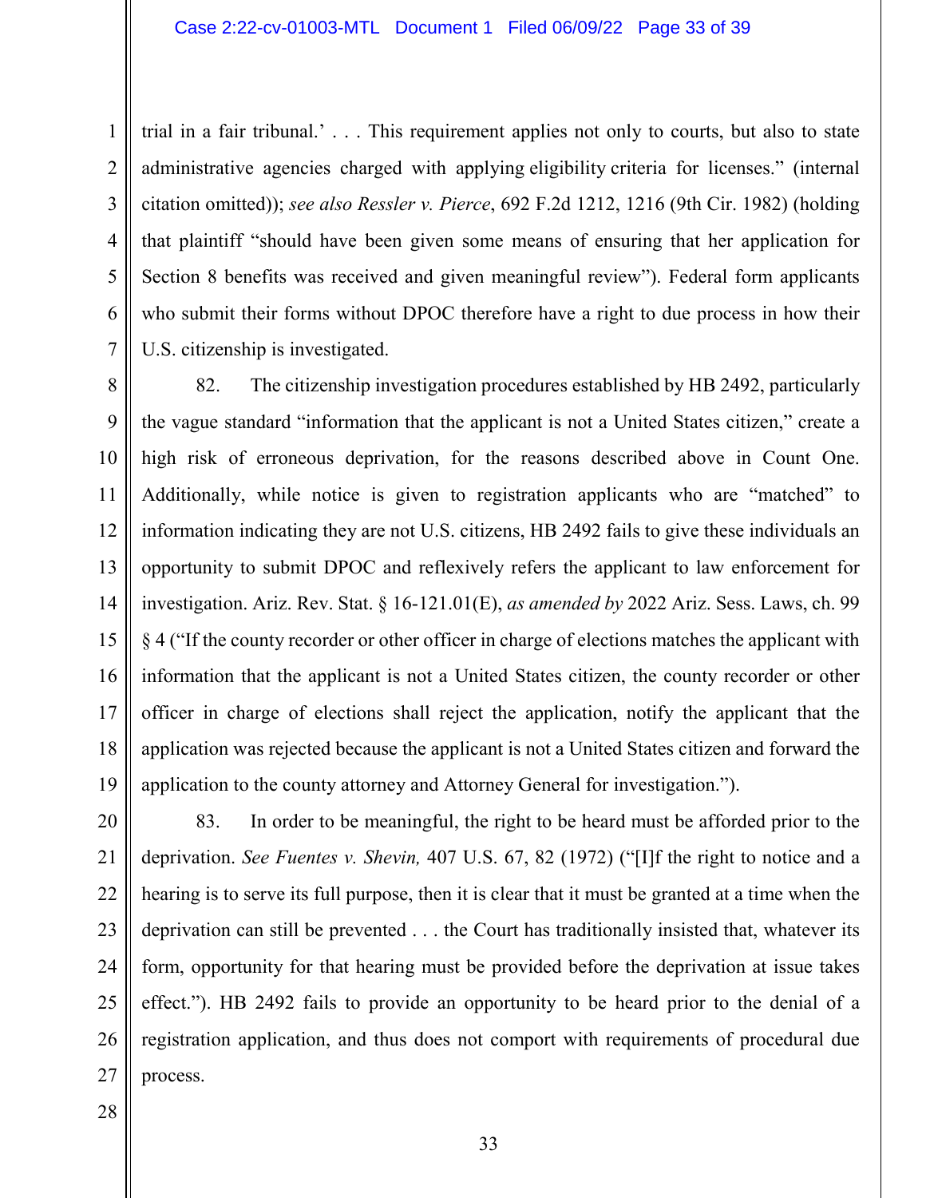trial in a fair tribunal.' . . . This requirement applies not only to courts, but also to state administrative agencies charged with applying eligibility criteria for licenses." (internal citation omitted)); *see also Ressler v. Pierce*, 692 F.2d 1212, 1216 (9th Cir. 1982) (holding that plaintiff "should have been given some means of ensuring that her application for Section 8 benefits was received and given meaningful review"). Federal form applicants who submit their forms without DPOC therefore have a right to due process in how their U.S. citizenship is investigated.

82. The citizenship investigation procedures established by HB 2492, particularly the vague standard "information that the applicant is not a United States citizen," create a high risk of erroneous deprivation, for the reasons described above in Count One. Additionally, while notice is given to registration applicants who are "matched" to information indicating they are not U.S. citizens, HB 2492 fails to give these individuals an opportunity to submit DPOC and reflexively refers the applicant to law enforcement for investigation. Ariz. Rev. Stat. § 16-121.01(E), *as amended by* 2022 Ariz. Sess. Laws, ch. 99 § 4 ("If the county recorder or other officer in charge of elections matches the applicant with information that the applicant is not a United States citizen, the county recorder or other officer in charge of elections shall reject the application, notify the applicant that the application was rejected because the applicant is not a United States citizen and forward the application to the county attorney and Attorney General for investigation.").

83. In order to be meaningful, the right to be heard must be afforded prior to the deprivation. *See Fuentes v. Shevin,* 407 U.S. 67, 82 (1972) ("[I]f the right to notice and a hearing is to serve its full purpose, then it is clear that it must be granted at a time when the deprivation can still be prevented . . . the Court has traditionally insisted that, whatever its form, opportunity for that hearing must be provided before the deprivation at issue takes effect."). HB 2492 fails to provide an opportunity to be heard prior to the denial of a registration application, and thus does not comport with requirements of procedural due process.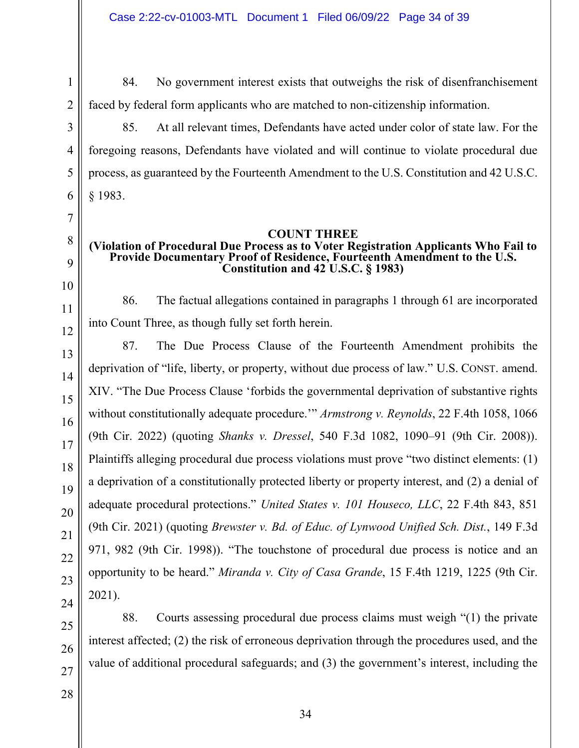84. No government interest exists that outweighs the risk of disenfranchisement faced by federal form applicants who are matched to non-citizenship information.

85. At all relevant times, Defendants have acted under color of state law. For the foregoing reasons, Defendants have violated and will continue to violate procedural due process, as guaranteed by the Fourteenth Amendment to the U.S. Constitution and 42 U.S.C. § 1983.

**COUNT THREE**
**(Violation of Procedural Due Process as to Voter Registration Applicants Who Fail to Provide Documentary Proof of Residence, Fourteenth Amendment to the U.S. Constitution and 42 U.S.C. § 1983)**

86. The factual allegations contained in paragraphs 1 through 61 are incorporated into Count Three, as though fully set forth herein.

87. The Due Process Clause of the Fourteenth Amendment prohibits the deprivation of "life, liberty, or property, without due process of law." U.S. CONST. amend. XIV. "The Due Process Clause 'forbids the governmental deprivation of substantive rights without constitutionally adequate procedure.'" *Armstrong v. Reynolds*, 22 F.4th 1058, 1066 (9th Cir. 2022) (quoting *Shanks v. Dressel*, 540 F.3d 1082, 1090–91 (9th Cir. 2008)). Plaintiffs alleging procedural due process violations must prove "two distinct elements: (1) a deprivation of a constitutionally protected liberty or property interest, and (2) a denial of adequate procedural protections." *United States v. 101 Houseco, LLC*, 22 F.4th 843, 851 (9th Cir. 2021) (quoting *Brewster v. Bd. of Educ. of Lynwood Unified Sch. Dist.*, 149 F.3d 971, 982 (9th Cir. 1998)). "The touchstone of procedural due process is notice and an opportunity to be heard." *Miranda v. City of Casa Grande*, 15 F.4th 1219, 1225 (9th Cir. 2021).

88. Courts assessing procedural due process claims must weigh "(1) the private interest affected; (2) the risk of erroneous deprivation through the procedures used, and the value of additional procedural safeguards; and (3) the government's interest, including the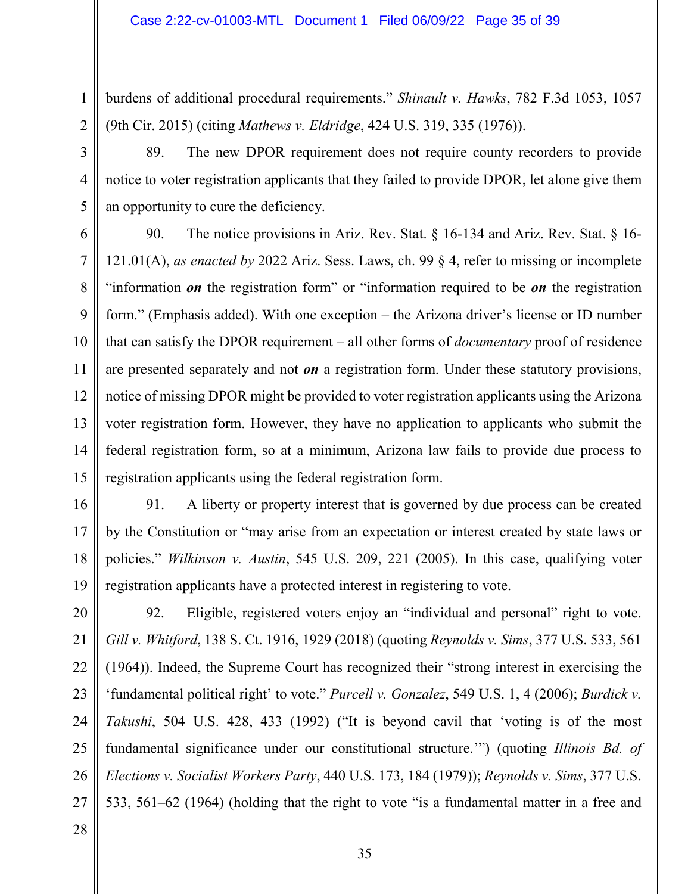burdens of additional procedural requirements." *Shinault v. Hawks*, 782 F.3d 1053, 1057 (9th Cir. 2015) (citing *Mathews v. Eldridge*, 424 U.S. 319, 335 (1976)).

89. The new DPOR requirement does not require county recorders to provide notice to voter registration applicants that they failed to provide DPOR, let alone give them an opportunity to cure the deficiency.

90. The notice provisions in Ariz. Rev. Stat. § 16-134 and Ariz. Rev. Stat. § 16-121.01(A), *as enacted by* 2022 Ariz. Sess. Laws, ch. 99 § 4, refer to missing or incomplete "information ***on*** the registration form" or "information required to be ***on*** the registration form." (Emphasis added). With one exception – the Arizona driver's license or ID number that can satisfy the DPOR requirement – all other forms of *documentary* proof of residence are presented separately and not ***on*** a registration form. Under these statutory provisions, notice of missing DPOR might be provided to voter registration applicants using the Arizona voter registration form. However, they have no application to applicants who submit the federal registration form, so at a minimum, Arizona law fails to provide due process to registration applicants using the federal registration form.

91. A liberty or property interest that is governed by due process can be created by the Constitution or "may arise from an expectation or interest created by state laws or policies." *Wilkinson v. Austin*, 545 U.S. 209, 221 (2005). In this case, qualifying voter registration applicants have a protected interest in registering to vote.

92. Eligible, registered voters enjoy an "individual and personal" right to vote. *Gill v. Whitford*, 138 S. Ct. 1916, 1929 (2018) (quoting *Reynolds v. Sims*, 377 U.S. 533, 561 (1964)). Indeed, the Supreme Court has recognized their "strong interest in exercising the 'fundamental political right' to vote." *Purcell v. Gonzalez*, 549 U.S. 1, 4 (2006); *Burdick v. Takushi*, 504 U.S. 428, 433 (1992) ("It is beyond cavil that 'voting is of the most fundamental significance under our constitutional structure.'") (quoting *Illinois Bd. of Elections v. Socialist Workers Party*, 440 U.S. 173, 184 (1979)); *Reynolds v. Sims*, 377 U.S. 533, 561–62 (1964) (holding that the right to vote "is a fundamental matter in a free and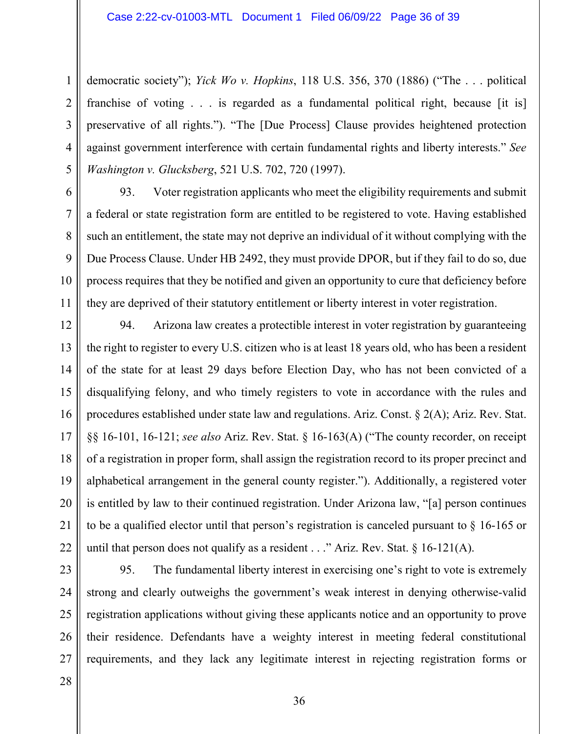democratic society"); *Yick Wo v. Hopkins*, 118 U.S. 356, 370 (1886) ("The . . . political franchise of voting . . . is regarded as a fundamental political right, because [it is] preservative of all rights."). "The [Due Process] Clause provides heightened protection against government interference with certain fundamental rights and liberty interests." *See Washington v. Glucksberg*, 521 U.S. 702, 720 (1997).

93. Voter registration applicants who meet the eligibility requirements and submit a federal or state registration form are entitled to be registered to vote. Having established such an entitlement, the state may not deprive an individual of it without complying with the Due Process Clause. Under HB 2492, they must provide DPOR, but if they fail to do so, due process requires that they be notified and given an opportunity to cure that deficiency before they are deprived of their statutory entitlement or liberty interest in voter registration.

94. Arizona law creates a protectible interest in voter registration by guaranteeing the right to register to every U.S. citizen who is at least 18 years old, who has been a resident of the state for at least 29 days before Election Day, who has not been convicted of a disqualifying felony, and who timely registers to vote in accordance with the rules and procedures established under state law and regulations. Ariz. Const. § 2(A); Ariz. Rev. Stat. §§ 16-101, 16-121; *see also* Ariz. Rev. Stat. § 16-163(A) ("The county recorder, on receipt of a registration in proper form, shall assign the registration record to its proper precinct and alphabetical arrangement in the general county register."). Additionally, a registered voter is entitled by law to their continued registration. Under Arizona law, "[a] person continues to be a qualified elector until that person's registration is canceled pursuant to § 16-165 or until that person does not qualify as a resident . . ." Ariz. Rev. Stat. § 16-121(A).

95. The fundamental liberty interest in exercising one's right to vote is extremely strong and clearly outweighs the government's weak interest in denying otherwise-valid registration applications without giving these applicants notice and an opportunity to prove their residence. Defendants have a weighty interest in meeting federal constitutional requirements, and they lack any legitimate interest in rejecting registration forms or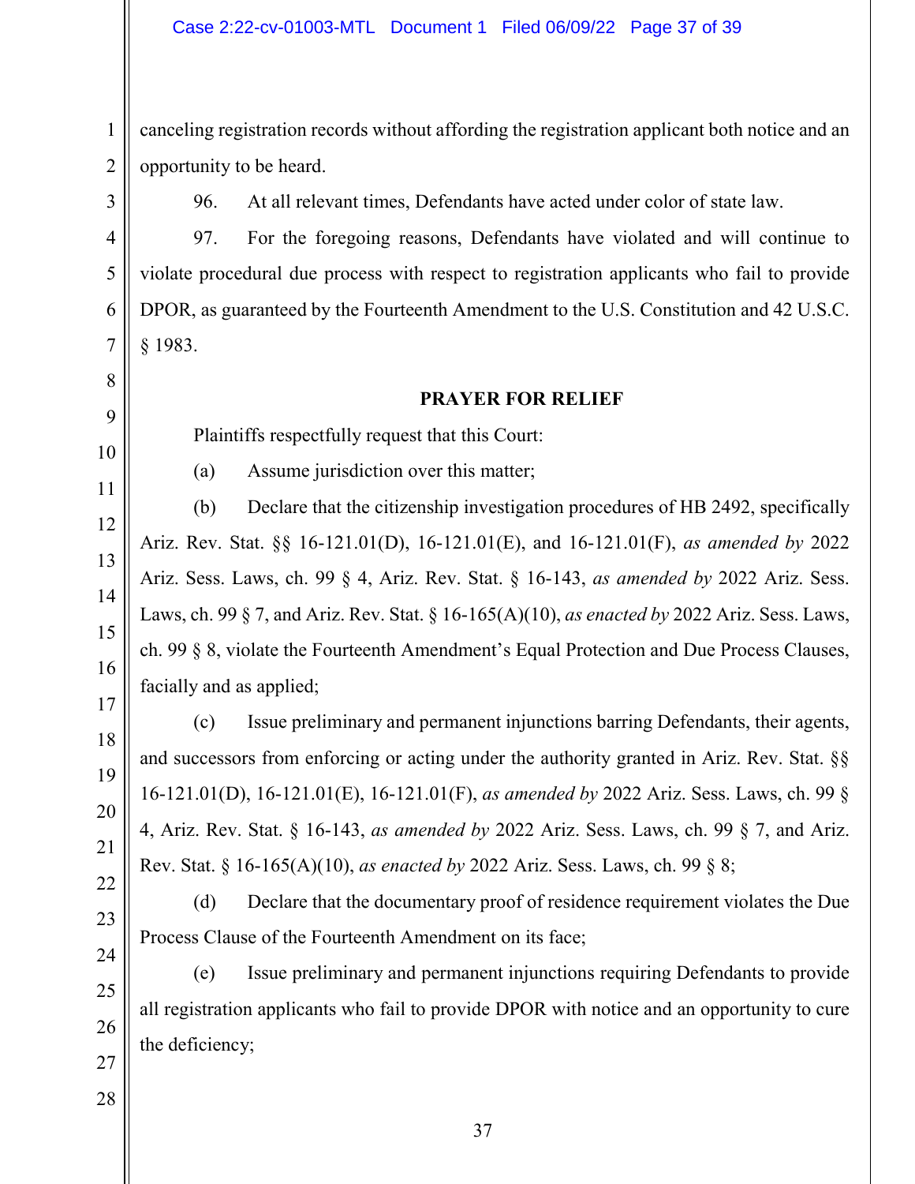canceling registration records without affording the registration applicant both notice and an opportunity to be heard.

96. At all relevant times, Defendants have acted under color of state law.

97. For the foregoing reasons, Defendants have violated and will continue to violate procedural due process with respect to registration applicants who fail to provide DPOR, as guaranteed by the Fourteenth Amendment to the U.S. Constitution and 42 U.S.C. § 1983.

**PRAYER FOR RELIEF**

Plaintiffs respectfully request that this Court:

(a) Assume jurisdiction over this matter;

(b) Declare that the citizenship investigation procedures of HB 2492, specifically Ariz. Rev. Stat. §§ 16-121.01(D), 16-121.01(E), and 16-121.01(F), *as amended by* 2022 Ariz. Sess. Laws, ch. 99 § 4, Ariz. Rev. Stat. § 16-143, *as amended by* 2022 Ariz. Sess. Laws, ch. 99 § 7, and Ariz. Rev. Stat. § 16-165(A)(10), *as enacted by* 2022 Ariz. Sess. Laws, ch. 99 § 8, violate the Fourteenth Amendment's Equal Protection and Due Process Clauses, facially and as applied;

(c) Issue preliminary and permanent injunctions barring Defendants, their agents, and successors from enforcing or acting under the authority granted in Ariz. Rev. Stat. §§ 16-121.01(D), 16-121.01(E), 16-121.01(F), *as amended by* 2022 Ariz. Sess. Laws, ch. 99 § 4, Ariz. Rev. Stat. § 16-143, *as amended by* 2022 Ariz. Sess. Laws, ch. 99 § 7, and Ariz. Rev. Stat. § 16-165(A)(10), *as enacted by* 2022 Ariz. Sess. Laws, ch. 99 § 8;

(d) Declare that the documentary proof of residence requirement violates the Due Process Clause of the Fourteenth Amendment on its face;

(e) Issue preliminary and permanent injunctions requiring Defendants to provide all registration applicants who fail to provide DPOR with notice and an opportunity to cure the deficiency;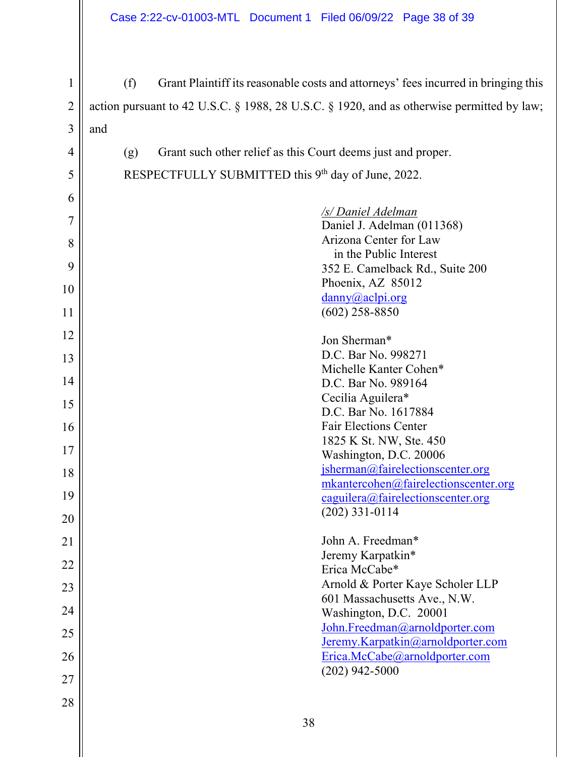(f) Grant Plaintiff its reasonable costs and attorneys' fees incurred in bringing this action pursuant to 42 U.S.C. § 1988, 28 U.S.C. § 1920, and as otherwise permitted by law; and

(g) Grant such other relief as this Court deems just and proper.

RESPECTFULLY SUBMITTED this 9th day of June, 2022.

*/s/ Daniel Adelman*
Daniel J. Adelman (011368)
Arizona Center for Law
in the Public Interest
352 E. Camelback Rd., Suite 200
Phoenix, AZ 85012
danny@aclpi.org
(602) 258-8850

Jon Sherman*
D.C. Bar No. 998271
Michelle Kanter Cohen*
D.C. Bar No. 989164
Cecilia Aguilera*
D.C. Bar No. 1617884
Fair Elections Center
1825 K St. NW, Ste. 450
Washington, D.C. 20006
jsherman@fairelectionscenter.org
mkantercohen@fairelectionscenter.org
caguilera@fairelectionscenter.org
(202) 331-0114

John A. Freedman*
Jeremy Karpatkin*
Erica McCabe*
Arnold & Porter Kaye Scholer LLP
601 Massachusetts Ave., N.W.
Washington, D.C. 20001
John.Freedman@arnoldporter.com
Jeremy.Karpatkin@arnoldporter.com
Erica.McCabe@arnoldporter.com
(202) 942-5000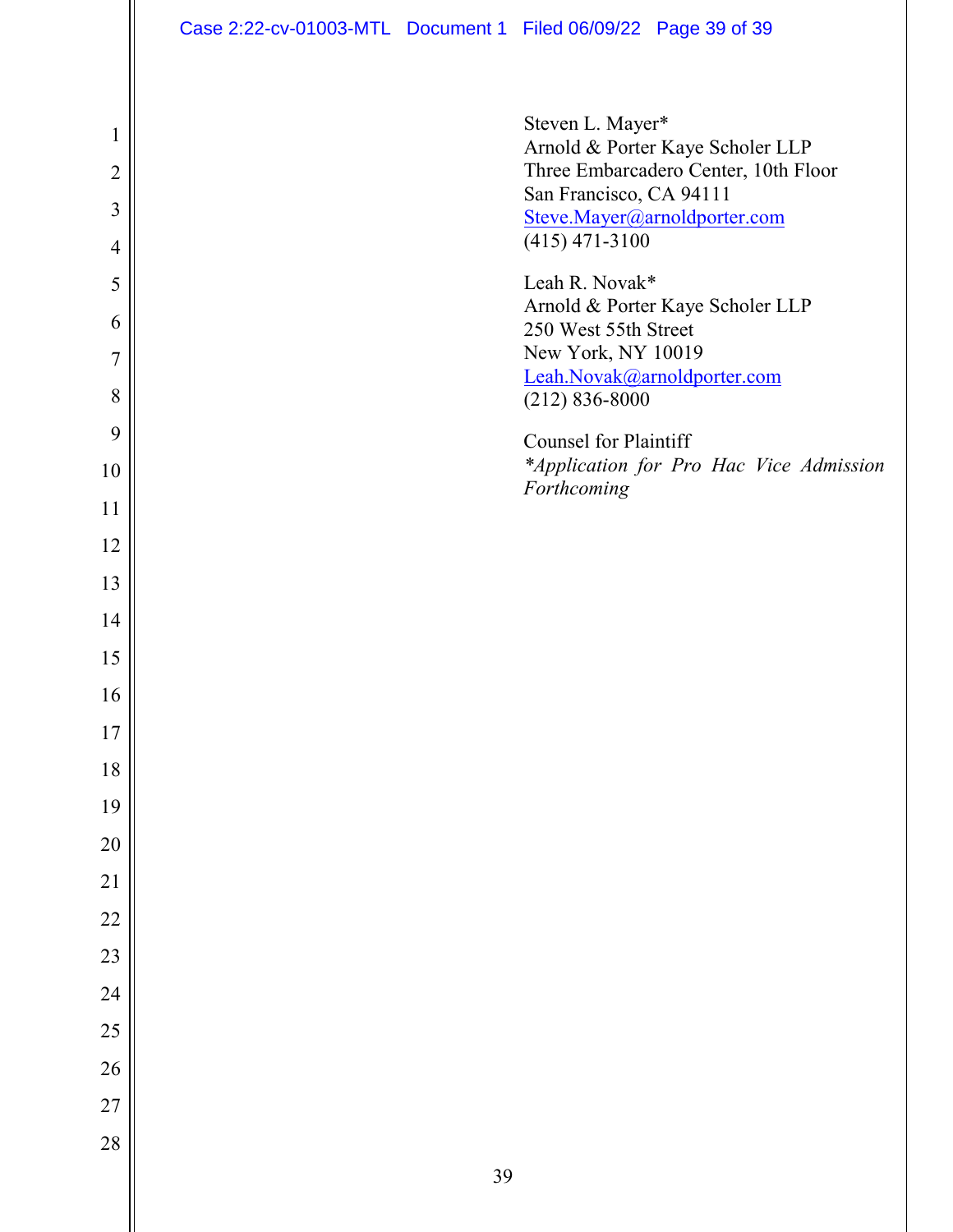Steven L. Mayer*
Arnold & Porter Kaye Scholer LLP
Three Embarcadero Center, 10th Floor
San Francisco, CA 94111
Steve.Mayer@arnoldporter.com
(415) 471-3100

Leah R. Novak*
Arnold & Porter Kaye Scholer LLP
250 West 55th Street
New York, NY 10019
Leah.Novak@arnoldporter.com
(212) 836-8000

Counsel for Plaintiff
*Application for Pro Hac Vice Admission Forthcoming*